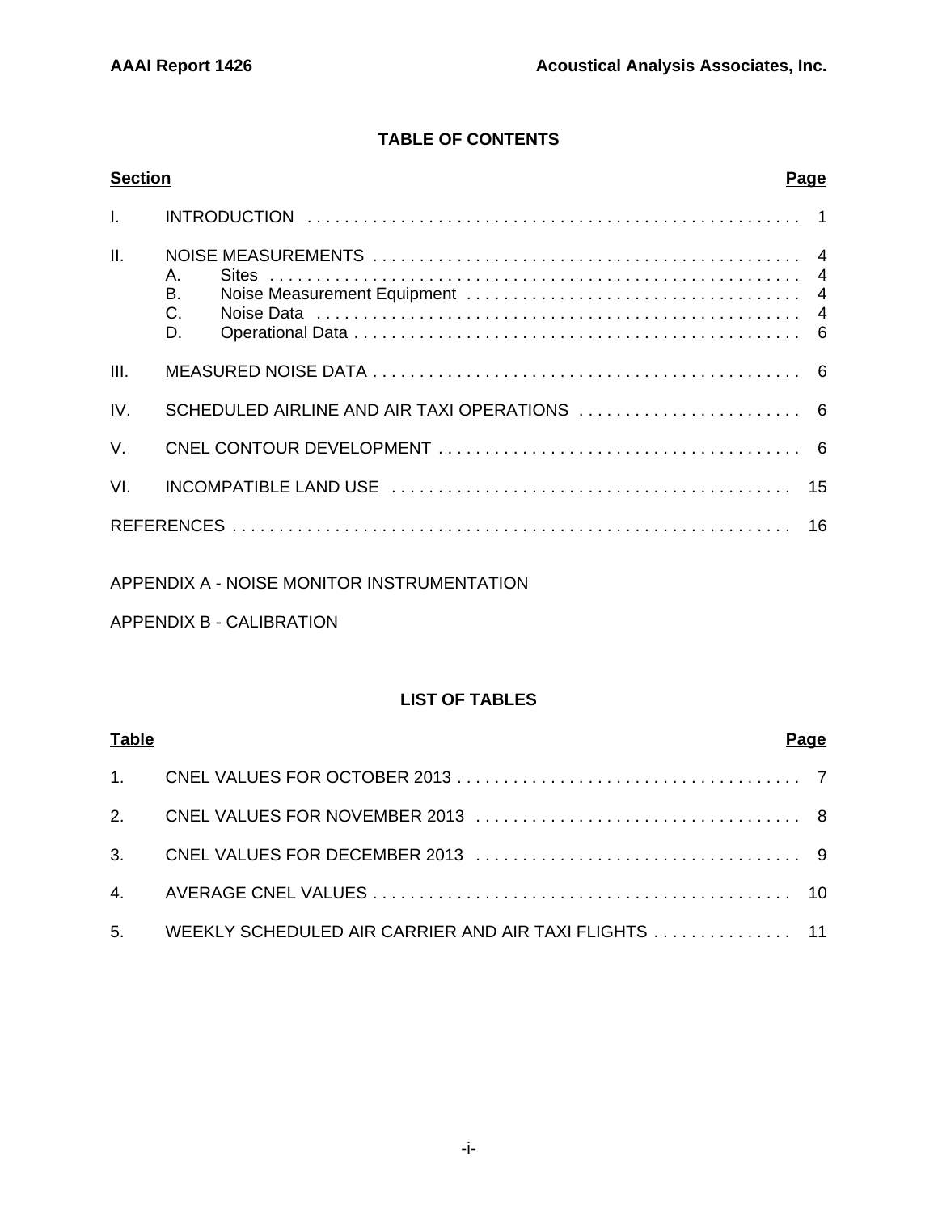## TABLE OF CONTENTS

| Section | | Page |
|---|---|---|
| I. | INTRODUCTION | 1 |
| II. | NOISE MEASUREMENTS | 4 |
| | A. Sites | 4 |
| | B. Noise Measurement Equipment | 4 |
| | C. Noise Data | 4 |
| | D. Operational Data | 6 |
| III. | MEASURED NOISE DATA | 6 |
| IV. | SCHEDULED AIRLINE AND AIR TAXI OPERATIONS | 6 |
| V. | CNEL CONTOUR DEVELOPMENT | 6 |
| VI. | INCOMPATIBLE LAND USE | 15 |
| REFERENCES | | 16 |

APPENDIX A - NOISE MONITOR INSTRUMENTATION

APPENDIX B - CALIBRATION

## LIST OF TABLES

| Table | | Page |
|---|---|---|
| 1. | CNEL VALUES FOR OCTOBER 2013 | 7 |
| 2. | CNEL VALUES FOR NOVEMBER 2013 | 8 |
| 3. | CNEL VALUES FOR DECEMBER 2013 | 9 |
| 4. | AVERAGE CNEL VALUES | 10 |
| 5. | WEEKLY SCHEDULED AIR CARRIER AND AIR TAXI FLIGHTS | 11 |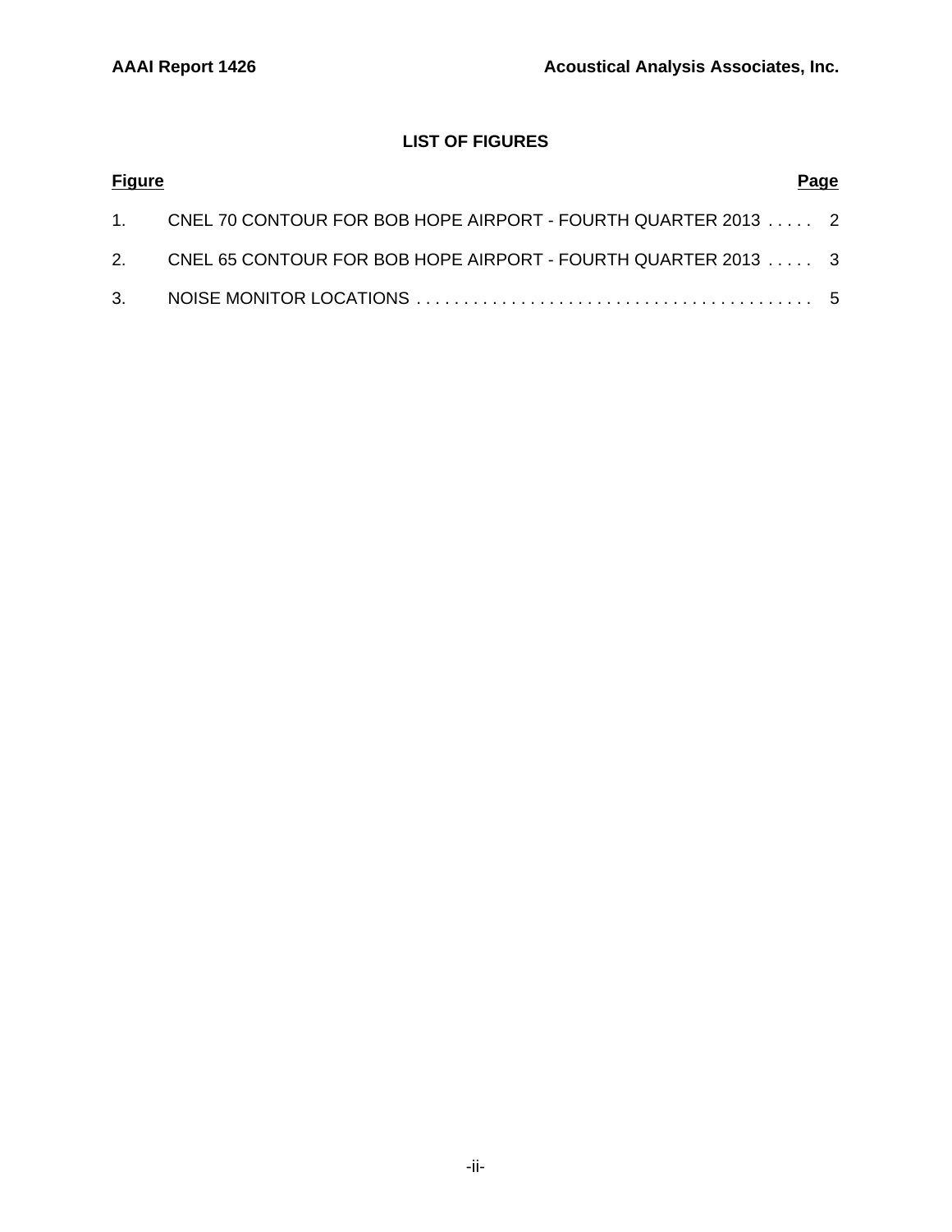## LIST OF FIGURES

| Figure | | Page |
|---|---|---|
| 1. | CNEL 70 CONTOUR FOR BOB HOPE AIRPORT - FOURTH QUARTER 2013 | 2 |
| 2. | CNEL 65 CONTOUR FOR BOB HOPE AIRPORT - FOURTH QUARTER 2013 | 3 |
| 3. | NOISE MONITOR LOCATIONS | 5 |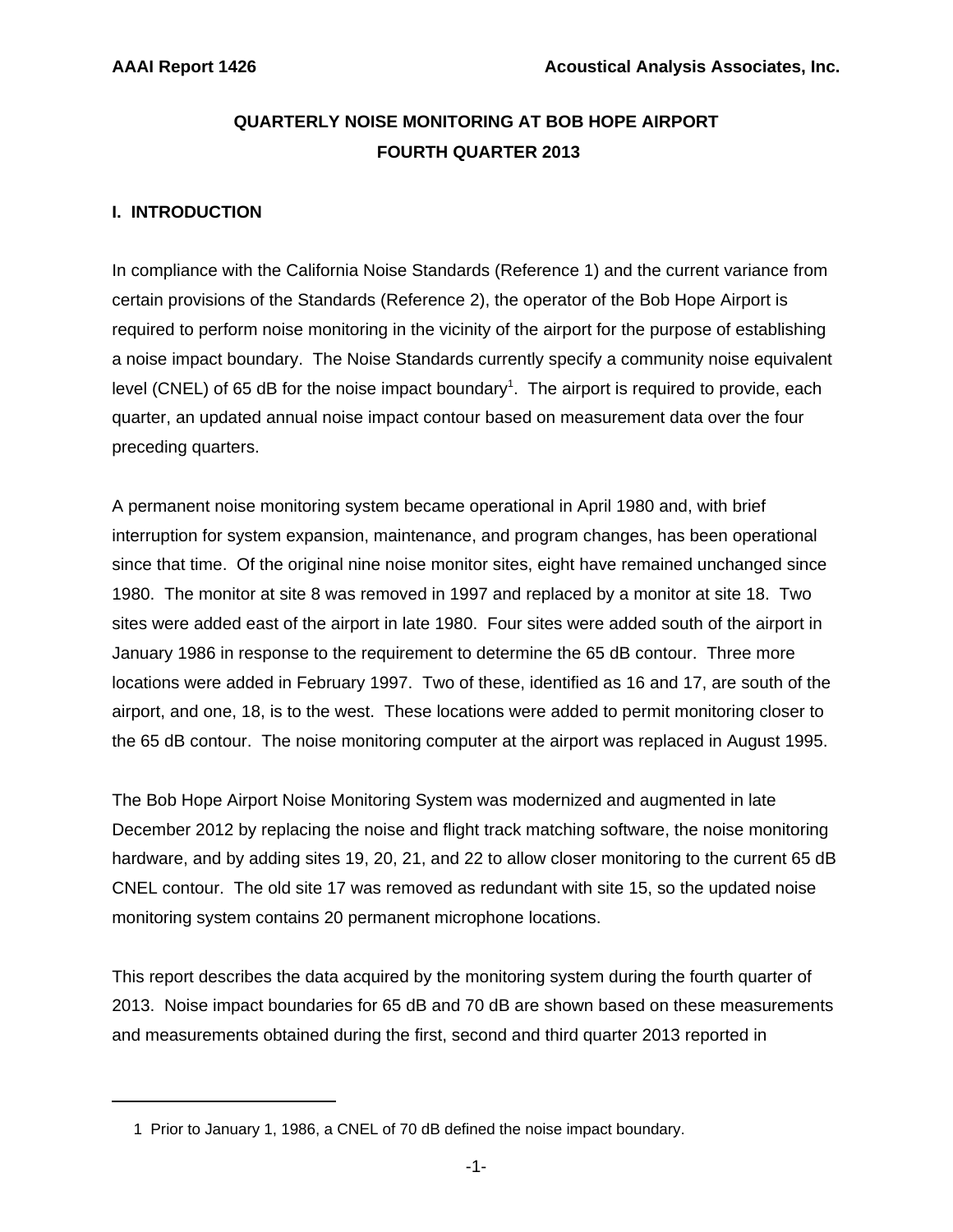# QUARTERLY NOISE MONITORING AT BOB HOPE AIRPORT
## FOURTH QUARTER 2013

## I. INTRODUCTION

In compliance with the California Noise Standards (Reference 1) and the current variance from certain provisions of the Standards (Reference 2), the operator of the Bob Hope Airport is required to perform noise monitoring in the vicinity of the airport for the purpose of establishing a noise impact boundary. The Noise Standards currently specify a community noise equivalent level (CNEL) of 65 dB for the noise impact boundary[1]. The airport is required to provide, each quarter, an updated annual noise impact contour based on measurement data over the four preceding quarters.

A permanent noise monitoring system became operational in April 1980 and, with brief interruption for system expansion, maintenance, and program changes, has been operational since that time. Of the original nine noise monitor sites, eight have remained unchanged since 1980. The monitor at site 8 was removed in 1997 and replaced by a monitor at site 18. Two sites were added east of the airport in late 1980. Four sites were added south of the airport in January 1986 in response to the requirement to determine the 65 dB contour. Three more locations were added in February 1997. Two of these, identified as 16 and 17, are south of the airport, and one, 18, is to the west. These locations were added to permit monitoring closer to the 65 dB contour. The noise monitoring computer at the airport was replaced in August 1995.

The Bob Hope Airport Noise Monitoring System was modernized and augmented in late December 2012 by replacing the noise and flight track matching software, the noise monitoring hardware, and by adding sites 19, 20, 21, and 22 to allow closer monitoring to the current 65 dB CNEL contour. The old site 17 was removed as redundant with site 15, so the updated noise monitoring system contains 20 permanent microphone locations.

This report describes the data acquired by the monitoring system during the fourth quarter of 2013. Noise impact boundaries for 65 dB and 70 dB are shown based on these measurements and measurements obtained during the first, second and third quarter 2013 reported in

---

1 Prior to January 1, 1986, a CNEL of 70 dB defined the noise impact boundary.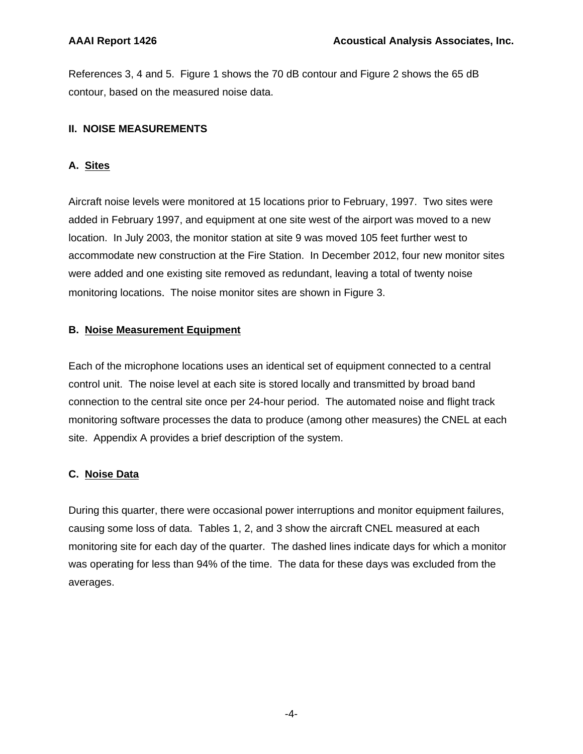References 3, 4 and 5. Figure 1 shows the 70 dB contour and Figure 2 shows the 65 dB contour, based on the measured noise data.

## II. NOISE MEASUREMENTS

### A. Sites

Aircraft noise levels were monitored at 15 locations prior to February, 1997. Two sites were added in February 1997, and equipment at one site west of the airport was moved to a new location. In July 2003, the monitor station at site 9 was moved 105 feet further west to accommodate new construction at the Fire Station. In December 2012, four new monitor sites were added and one existing site removed as redundant, leaving a total of twenty noise monitoring locations. The noise monitor sites are shown in Figure 3.

### B. Noise Measurement Equipment

Each of the microphone locations uses an identical set of equipment connected to a central control unit. The noise level at each site is stored locally and transmitted by broad band connection to the central site once per 24-hour period. The automated noise and flight track monitoring software processes the data to produce (among other measures) the CNEL at each site. Appendix A provides a brief description of the system.

### C. Noise Data

During this quarter, there were occasional power interruptions and monitor equipment failures, causing some loss of data. Tables 1, 2, and 3 show the aircraft CNEL measured at each monitoring site for each day of the quarter. The dashed lines indicate days for which a monitor was operating for less than 94% of the time. The data for these days was excluded from the averages.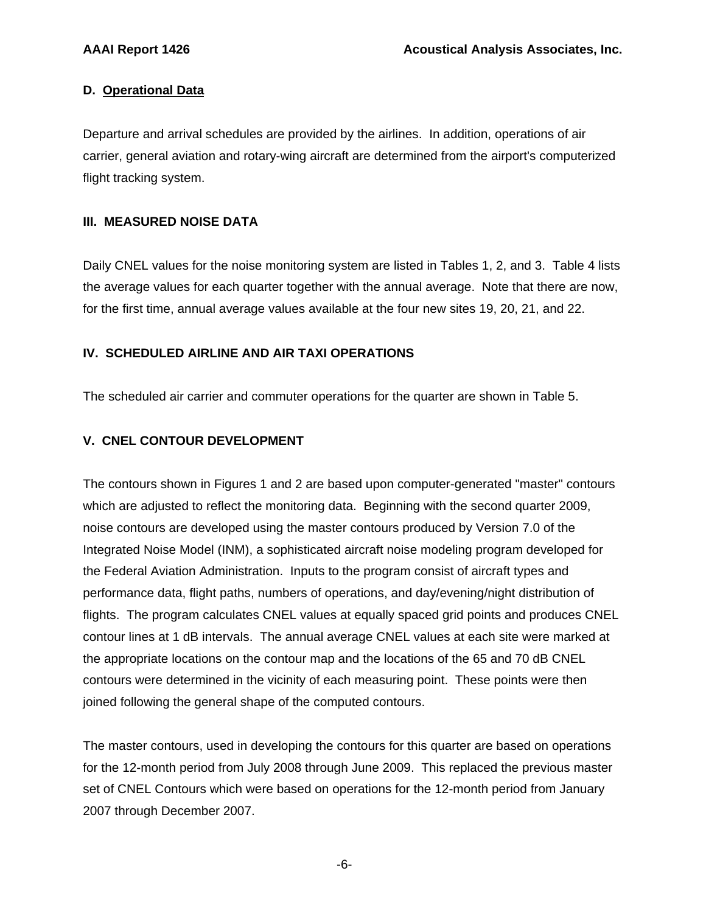### D. Operational Data

Departure and arrival schedules are provided by the airlines. In addition, operations of air carrier, general aviation and rotary-wing aircraft are determined from the airport's computerized flight tracking system.

## III. MEASURED NOISE DATA

Daily CNEL values for the noise monitoring system are listed in Tables 1, 2, and 3. Table 4 lists the average values for each quarter together with the annual average. Note that there are now, for the first time, annual average values available at the four new sites 19, 20, 21, and 22.

## IV. SCHEDULED AIRLINE AND AIR TAXI OPERATIONS

The scheduled air carrier and commuter operations for the quarter are shown in Table 5.

## V. CNEL CONTOUR DEVELOPMENT

The contours shown in Figures 1 and 2 are based upon computer-generated "master" contours which are adjusted to reflect the monitoring data. Beginning with the second quarter 2009, noise contours are developed using the master contours produced by Version 7.0 of the Integrated Noise Model (INM), a sophisticated aircraft noise modeling program developed for the Federal Aviation Administration. Inputs to the program consist of aircraft types and performance data, flight paths, numbers of operations, and day/evening/night distribution of flights. The program calculates CNEL values at equally spaced grid points and produces CNEL contour lines at 1 dB intervals. The annual average CNEL values at each site were marked at the appropriate locations on the contour map and the locations of the 65 and 70 dB CNEL contours were determined in the vicinity of each measuring point. These points were then joined following the general shape of the computed contours.

The master contours, used in developing the contours for this quarter are based on operations for the 12-month period from July 2008 through June 2009. This replaced the previous master set of CNEL Contours which were based on operations for the 12-month period from January 2007 through December 2007.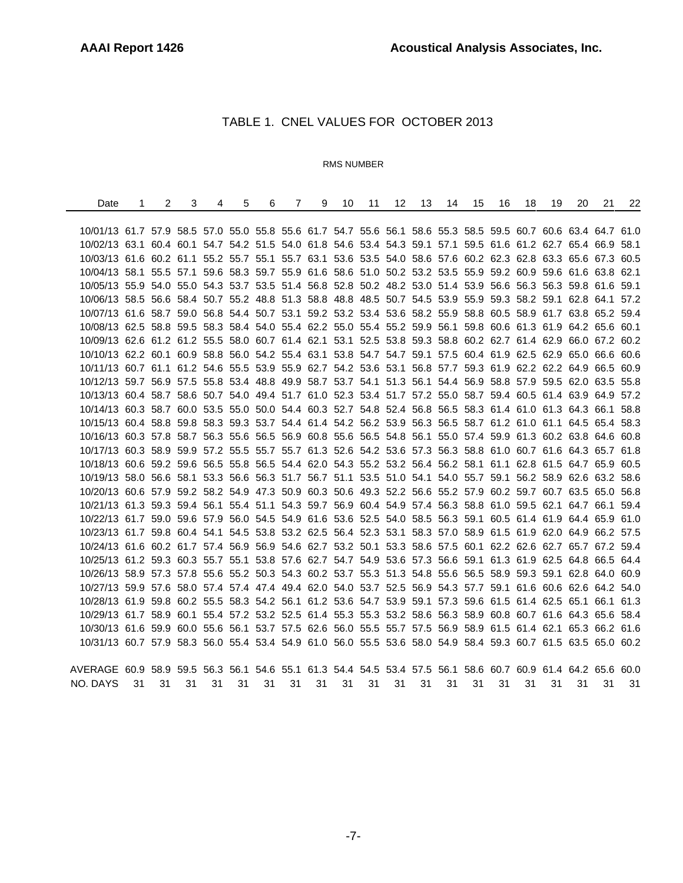# TABLE 1. CNEL VALUES FOR OCTOBER 2013

RMS NUMBER

| Date | 1 | 2 | 3 | 4 | 5 | 6 | 7 | 9 | 10 | 11 | 12 | 13 | 14 | 15 | 16 | 18 | 19 | 20 | 21 | 22 |
|---|---|---|---|---|---|---|---|---|---|---|---|---|---|---|---|---|---|---|---|---|
| 10/01/13 | 61.7 | 57.9 | 58.5 | 57.0 | 55.0 | 55.8 | 55.6 | 61.7 | 54.7 | 55.6 | 56.1 | 58.6 | 55.3 | 58.5 | 59.5 | 60.7 | 60.6 | 63.4 | 64.7 | 61.0 |
| 10/02/13 | 63.1 | 60.4 | 60.1 | 54.7 | 54.2 | 51.5 | 54.0 | 61.8 | 54.6 | 53.4 | 54.3 | 59.1 | 57.1 | 59.5 | 61.6 | 61.2 | 62.7 | 65.4 | 66.9 | 58.1 |
| 10/03/13 | 61.6 | 60.2 | 61.1 | 55.2 | 55.7 | 55.1 | 55.7 | 63.1 | 53.6 | 53.5 | 54.0 | 58.6 | 57.6 | 60.2 | 62.3 | 62.8 | 63.3 | 65.6 | 67.3 | 60.5 |
| 10/04/13 | 58.1 | 55.5 | 57.1 | 59.6 | 58.3 | 59.7 | 55.9 | 61.6 | 58.6 | 51.0 | 50.2 | 53.2 | 53.5 | 55.9 | 59.2 | 60.9 | 59.6 | 61.6 | 63.8 | 62.1 |
| 10/05/13 | 55.9 | 54.0 | 55.0 | 54.3 | 53.7 | 53.5 | 51.4 | 56.8 | 52.8 | 50.2 | 48.2 | 53.0 | 51.4 | 53.9 | 56.6 | 56.3 | 56.3 | 59.8 | 61.6 | 59.1 |
| 10/06/13 | 58.5 | 56.6 | 58.4 | 50.7 | 55.2 | 48.8 | 51.3 | 58.8 | 48.8 | 48.5 | 50.7 | 54.5 | 53.9 | 55.9 | 59.3 | 58.2 | 59.1 | 62.8 | 64.1 | 57.2 |
| 10/07/13 | 61.6 | 58.7 | 59.0 | 56.8 | 54.4 | 50.7 | 53.1 | 59.2 | 53.2 | 53.4 | 53.6 | 58.2 | 55.9 | 58.8 | 60.5 | 58.9 | 61.7 | 63.8 | 65.2 | 59.4 |
| 10/08/13 | 62.5 | 58.8 | 59.5 | 58.3 | 58.4 | 54.0 | 55.4 | 62.2 | 55.0 | 55.4 | 55.2 | 59.9 | 56.1 | 59.8 | 60.6 | 61.3 | 61.9 | 64.2 | 65.6 | 60.1 |
| 10/09/13 | 62.6 | 61.2 | 61.2 | 55.5 | 58.0 | 60.7 | 61.4 | 62.1 | 53.1 | 52.5 | 53.8 | 59.3 | 58.8 | 60.2 | 62.7 | 61.4 | 62.9 | 66.0 | 67.2 | 60.2 |
| 10/10/13 | 62.2 | 60.1 | 60.9 | 58.8 | 56.0 | 54.2 | 55.4 | 63.1 | 53.8 | 54.7 | 54.7 | 59.1 | 57.5 | 60.4 | 61.9 | 62.5 | 62.9 | 65.0 | 66.6 | 60.6 |
| 10/11/13 | 60.7 | 61.1 | 61.2 | 54.6 | 55.5 | 53.9 | 55.9 | 62.7 | 54.2 | 53.6 | 53.1 | 56.8 | 57.7 | 59.3 | 61.9 | 62.2 | 62.2 | 64.9 | 66.5 | 60.9 |
| 10/12/13 | 59.7 | 56.9 | 57.5 | 55.8 | 53.4 | 48.8 | 49.9 | 58.7 | 53.7 | 54.1 | 51.3 | 56.1 | 54.4 | 56.9 | 58.8 | 57.9 | 59.5 | 62.0 | 63.5 | 55.8 |
| 10/13/13 | 60.4 | 58.7 | 58.6 | 50.7 | 54.0 | 49.4 | 51.7 | 61.0 | 52.3 | 53.4 | 51.7 | 57.2 | 55.0 | 58.7 | 59.4 | 60.5 | 61.4 | 63.9 | 64.9 | 57.2 |
| 10/14/13 | 60.3 | 58.7 | 60.0 | 53.5 | 55.0 | 50.0 | 54.4 | 60.3 | 52.7 | 54.8 | 52.4 | 56.8 | 56.5 | 58.3 | 61.4 | 61.0 | 61.3 | 64.3 | 66.1 | 58.8 |
| 10/15/13 | 60.4 | 58.8 | 59.8 | 58.3 | 59.3 | 53.7 | 54.4 | 61.4 | 54.2 | 56.2 | 53.9 | 56.3 | 56.5 | 58.7 | 61.2 | 61.0 | 61.1 | 64.5 | 65.4 | 58.3 |
| 10/16/13 | 60.3 | 57.8 | 58.7 | 56.3 | 55.6 | 56.5 | 56.9 | 60.8 | 55.6 | 56.5 | 54.8 | 56.1 | 55.0 | 57.4 | 59.9 | 61.3 | 60.2 | 63.8 | 64.6 | 60.8 |
| 10/17/13 | 60.3 | 58.9 | 59.9 | 57.2 | 55.5 | 55.7 | 55.7 | 61.3 | 52.6 | 54.2 | 53.6 | 57.3 | 56.3 | 58.8 | 61.0 | 60.7 | 61.6 | 64.3 | 65.7 | 61.8 |
| 10/18/13 | 60.6 | 59.2 | 59.6 | 56.5 | 55.8 | 56.5 | 54.4 | 62.0 | 54.3 | 55.2 | 53.2 | 56.4 | 56.2 | 58.1 | 61.1 | 62.8 | 61.5 | 64.7 | 65.9 | 60.5 |
| 10/19/13 | 58.0 | 56.6 | 58.1 | 53.3 | 56.6 | 56.3 | 51.7 | 56.7 | 51.1 | 53.5 | 51.0 | 54.1 | 54.0 | 55.7 | 59.1 | 56.2 | 58.9 | 62.6 | 63.2 | 58.6 |
| 10/20/13 | 60.6 | 57.9 | 59.2 | 58.2 | 54.9 | 47.3 | 50.9 | 60.3 | 50.6 | 49.3 | 52.2 | 56.6 | 55.2 | 57.9 | 60.2 | 59.7 | 60.7 | 63.5 | 65.0 | 56.8 |
| 10/21/13 | 61.3 | 59.3 | 59.4 | 56.1 | 55.4 | 51.1 | 54.3 | 59.7 | 56.9 | 60.4 | 54.9 | 57.4 | 56.3 | 58.8 | 61.0 | 59.5 | 62.1 | 64.7 | 66.1 | 59.4 |
| 10/22/13 | 61.7 | 59.0 | 59.6 | 57.9 | 56.0 | 54.5 | 54.9 | 61.6 | 53.6 | 52.5 | 54.0 | 58.5 | 56.3 | 59.1 | 60.5 | 61.4 | 61.9 | 64.4 | 65.9 | 61.0 |
| 10/23/13 | 61.7 | 59.8 | 60.4 | 54.1 | 54.5 | 53.8 | 53.2 | 62.5 | 56.4 | 52.3 | 53.1 | 58.3 | 57.0 | 58.9 | 61.5 | 61.9 | 62.0 | 64.9 | 66.2 | 57.5 |
| 10/24/13 | 61.6 | 60.2 | 61.7 | 57.4 | 56.9 | 56.9 | 54.6 | 62.7 | 53.2 | 50.1 | 53.3 | 58.6 | 57.5 | 60.1 | 62.2 | 62.6 | 62.7 | 65.7 | 67.2 | 59.4 |
| 10/25/13 | 61.2 | 59.3 | 60.3 | 55.7 | 55.1 | 53.8 | 57.6 | 62.7 | 54.7 | 54.9 | 53.6 | 57.3 | 56.6 | 59.1 | 61.3 | 61.9 | 62.5 | 64.8 | 66.5 | 64.4 |
| 10/26/13 | 58.9 | 57.3 | 57.8 | 55.6 | 55.2 | 50.3 | 54.3 | 60.2 | 53.7 | 55.3 | 51.3 | 54.8 | 55.6 | 56.5 | 58.9 | 59.3 | 59.1 | 62.8 | 64.0 | 60.9 |
| 10/27/13 | 59.9 | 57.6 | 58.0 | 57.4 | 57.4 | 47.4 | 49.4 | 62.0 | 54.0 | 53.7 | 52.5 | 56.9 | 54.3 | 57.7 | 59.1 | 61.6 | 60.6 | 62.6 | 64.2 | 54.0 |
| 10/28/13 | 61.9 | 59.8 | 60.2 | 55.5 | 58.3 | 54.2 | 56.1 | 61.2 | 53.6 | 54.7 | 53.9 | 59.1 | 57.3 | 59.6 | 61.5 | 61.4 | 62.5 | 65.1 | 66.1 | 61.3 |
| 10/29/13 | 61.7 | 58.9 | 60.1 | 55.4 | 57.2 | 53.2 | 52.5 | 61.4 | 55.3 | 55.3 | 53.2 | 58.6 | 56.3 | 58.9 | 60.8 | 60.7 | 61.6 | 64.3 | 65.6 | 58.4 |
| 10/30/13 | 61.6 | 59.9 | 60.0 | 55.6 | 56.1 | 53.7 | 57.5 | 62.6 | 56.0 | 55.5 | 55.7 | 57.5 | 56.9 | 58.9 | 61.5 | 61.4 | 62.1 | 65.3 | 66.2 | 61.6 |
| 10/31/13 | 60.7 | 57.9 | 58.3 | 56.0 | 55.4 | 53.4 | 54.9 | 61.0 | 56.0 | 55.5 | 53.6 | 58.0 | 54.9 | 58.4 | 59.3 | 60.7 | 61.5 | 63.5 | 65.0 | 60.2 |
| AVERAGE | 60.9 | 58.9 | 59.5 | 56.3 | 56.1 | 54.6 | 55.1 | 61.3 | 54.4 | 54.5 | 53.4 | 57.5 | 56.1 | 58.6 | 60.7 | 60.9 | 61.4 | 64.2 | 65.6 | 60.0 |
| NO. DAYS | 31 | 31 | 31 | 31 | 31 | 31 | 31 | 31 | 31 | 31 | 31 | 31 | 31 | 31 | 31 | 31 | 31 | 31 | 31 | 31 |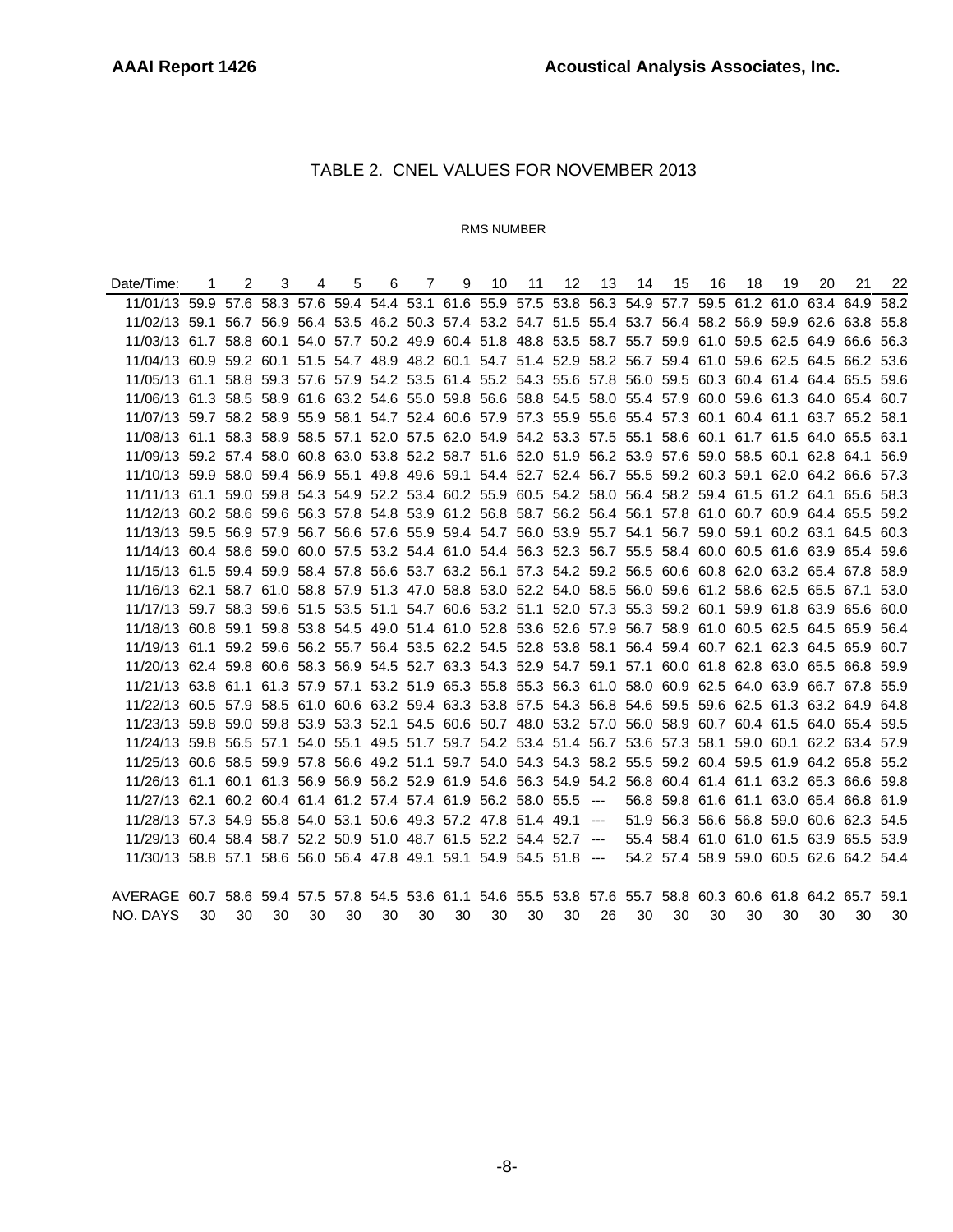# TABLE 2. CNEL VALUES FOR NOVEMBER 2013

RMS NUMBER

| Date/Time: | 1 | 2 | 3 | 4 | 5 | 6 | 7 | 9 | 10 | 11 | 12 | 13 | 14 | 15 | 16 | 18 | 19 | 20 | 21 | 22 |
|---|---|---|---|---|---|---|---|---|---|---|---|---|---|---|---|---|---|---|---|---|
| 11/01/13 | 59.9 | 57.6 | 58.3 | 57.6 | 59.4 | 54.4 | 53.1 | 61.6 | 55.9 | 57.5 | 53.8 | 56.3 | 54.9 | 57.7 | 59.5 | 61.2 | 61.0 | 63.4 | 64.9 | 58.2 |
| 11/02/13 | 59.1 | 56.7 | 56.9 | 56.4 | 53.5 | 46.2 | 50.3 | 57.4 | 53.2 | 54.7 | 51.5 | 55.4 | 53.7 | 56.4 | 58.2 | 56.9 | 59.9 | 62.6 | 63.8 | 55.8 |
| 11/03/13 | 61.7 | 58.8 | 60.1 | 54.0 | 57.7 | 50.2 | 49.9 | 60.4 | 51.8 | 48.8 | 53.5 | 58.7 | 55.7 | 59.9 | 61.0 | 59.5 | 62.5 | 64.9 | 66.6 | 56.3 |
| 11/04/13 | 60.9 | 59.2 | 60.1 | 51.5 | 54.7 | 48.9 | 48.2 | 60.1 | 54.7 | 51.4 | 52.9 | 58.2 | 56.7 | 59.4 | 61.0 | 59.6 | 62.5 | 64.5 | 66.2 | 53.6 |
| 11/05/13 | 61.1 | 58.8 | 59.3 | 57.6 | 57.9 | 54.2 | 53.5 | 61.4 | 55.2 | 54.3 | 55.6 | 57.8 | 56.0 | 59.5 | 60.3 | 60.4 | 61.4 | 64.4 | 65.5 | 59.6 |
| 11/06/13 | 61.3 | 58.5 | 58.9 | 61.6 | 63.2 | 54.6 | 55.0 | 59.8 | 56.6 | 58.8 | 54.5 | 58.0 | 55.4 | 57.9 | 60.0 | 59.6 | 61.3 | 64.0 | 65.4 | 60.7 |
| 11/07/13 | 59.7 | 58.2 | 58.9 | 55.9 | 58.1 | 54.7 | 52.4 | 60.6 | 57.9 | 57.3 | 55.9 | 55.6 | 55.4 | 57.3 | 60.1 | 60.4 | 61.1 | 63.7 | 65.2 | 58.1 |
| 11/08/13 | 61.1 | 58.3 | 58.9 | 58.5 | 57.1 | 52.0 | 57.5 | 62.0 | 54.9 | 54.2 | 53.3 | 57.5 | 55.1 | 58.6 | 60.1 | 61.7 | 61.5 | 64.0 | 65.5 | 63.1 |
| 11/09/13 | 59.2 | 57.4 | 58.0 | 60.8 | 63.0 | 53.8 | 52.2 | 58.7 | 51.6 | 52.0 | 51.9 | 56.2 | 53.9 | 57.6 | 59.0 | 58.5 | 60.1 | 62.8 | 64.1 | 56.9 |
| 11/10/13 | 59.9 | 58.0 | 59.4 | 56.9 | 55.1 | 49.8 | 49.6 | 59.1 | 54.4 | 52.7 | 52.4 | 56.7 | 55.5 | 59.2 | 60.3 | 59.1 | 62.0 | 64.2 | 66.6 | 57.3 |
| 11/11/13 | 61.1 | 59.0 | 59.8 | 54.3 | 54.9 | 52.2 | 53.4 | 60.2 | 55.9 | 60.5 | 54.2 | 58.0 | 56.4 | 58.2 | 59.4 | 61.5 | 61.2 | 64.1 | 65.6 | 58.3 |
| 11/12/13 | 60.2 | 58.6 | 59.6 | 56.3 | 57.8 | 54.8 | 53.9 | 61.2 | 56.8 | 58.7 | 56.2 | 56.4 | 56.1 | 57.8 | 61.0 | 60.7 | 60.9 | 64.4 | 65.5 | 59.2 |
| 11/13/13 | 59.5 | 56.9 | 57.9 | 56.7 | 56.6 | 57.6 | 55.9 | 59.4 | 54.7 | 56.0 | 53.9 | 55.7 | 54.1 | 56.7 | 59.0 | 59.1 | 60.2 | 63.1 | 64.5 | 60.3 |
| 11/14/13 | 60.4 | 58.6 | 59.0 | 60.0 | 57.5 | 53.2 | 54.4 | 61.0 | 54.4 | 56.3 | 52.3 | 56.7 | 55.5 | 58.4 | 60.0 | 60.5 | 61.6 | 63.9 | 65.4 | 59.6 |
| 11/15/13 | 61.5 | 59.4 | 59.9 | 58.4 | 57.8 | 56.6 | 53.7 | 63.2 | 56.1 | 57.3 | 54.2 | 59.2 | 56.5 | 60.6 | 60.8 | 62.0 | 63.2 | 65.4 | 67.8 | 58.9 |
| 11/16/13 | 62.1 | 58.7 | 61.0 | 58.8 | 57.9 | 51.3 | 47.0 | 58.8 | 53.0 | 52.2 | 54.0 | 58.5 | 56.0 | 59.6 | 61.2 | 58.6 | 62.5 | 65.5 | 67.1 | 53.0 |
| 11/17/13 | 59.7 | 58.3 | 59.6 | 51.5 | 53.5 | 51.1 | 54.7 | 60.6 | 53.2 | 51.1 | 52.0 | 57.3 | 55.3 | 59.2 | 60.1 | 59.9 | 61.8 | 63.9 | 65.6 | 60.0 |
| 11/18/13 | 60.8 | 59.1 | 59.8 | 53.8 | 54.5 | 49.0 | 51.4 | 61.0 | 52.8 | 53.6 | 52.6 | 57.9 | 56.7 | 58.9 | 61.0 | 60.5 | 62.5 | 64.5 | 65.9 | 56.4 |
| 11/19/13 | 61.1 | 59.2 | 59.6 | 56.2 | 55.7 | 56.4 | 53.5 | 62.2 | 54.5 | 52.8 | 53.8 | 58.1 | 56.4 | 59.4 | 60.7 | 62.1 | 62.3 | 64.5 | 65.9 | 60.7 |
| 11/20/13 | 62.4 | 59.8 | 60.6 | 58.3 | 56.9 | 54.5 | 52.7 | 63.3 | 54.3 | 52.9 | 54.7 | 59.1 | 57.1 | 60.0 | 61.8 | 62.8 | 63.0 | 65.5 | 66.8 | 59.9 |
| 11/21/13 | 63.8 | 61.1 | 61.3 | 57.9 | 57.1 | 53.2 | 51.9 | 65.3 | 55.8 | 55.3 | 56.3 | 61.0 | 58.0 | 60.9 | 62.5 | 64.0 | 63.9 | 66.7 | 67.8 | 55.9 |
| 11/22/13 | 60.5 | 57.9 | 58.5 | 61.0 | 60.6 | 63.2 | 59.4 | 63.3 | 53.8 | 57.5 | 54.3 | 56.8 | 54.6 | 59.5 | 59.6 | 62.5 | 61.3 | 63.2 | 64.9 | 64.8 |
| 11/23/13 | 59.8 | 59.0 | 59.8 | 53.9 | 53.3 | 52.1 | 54.5 | 60.6 | 50.7 | 48.0 | 53.2 | 57.0 | 56.0 | 58.9 | 60.7 | 60.4 | 61.5 | 64.0 | 65.4 | 59.5 |
| 11/24/13 | 59.8 | 56.5 | 57.1 | 54.0 | 55.1 | 49.5 | 51.7 | 59.7 | 54.2 | 53.4 | 51.4 | 56.7 | 53.6 | 57.3 | 58.1 | 59.0 | 60.1 | 62.2 | 63.4 | 57.9 |
| 11/25/13 | 60.6 | 58.5 | 59.9 | 57.8 | 56.6 | 49.2 | 51.1 | 59.7 | 54.0 | 54.3 | 54.3 | 58.2 | 55.5 | 59.2 | 60.4 | 59.5 | 61.9 | 64.2 | 65.8 | 55.2 |
| 11/26/13 | 61.1 | 60.1 | 61.3 | 56.9 | 56.9 | 56.2 | 52.9 | 61.9 | 54.6 | 56.3 | 54.9 | 54.2 | 56.8 | 60.4 | 61.4 | 61.1 | 63.2 | 65.3 | 66.6 | 59.8 |
| 11/27/13 | 62.1 | 60.2 | 60.4 | 61.4 | 61.2 | 57.4 | 57.4 | 61.9 | 56.2 | 58.0 | 55.5 | --- | 56.8 | 59.8 | 61.6 | 61.1 | 63.0 | 65.4 | 66.8 | 61.9 |
| 11/28/13 | 57.3 | 54.9 | 55.8 | 54.0 | 53.1 | 50.6 | 49.3 | 57.2 | 47.8 | 51.4 | 49.1 | --- | 51.9 | 56.3 | 56.6 | 56.8 | 59.0 | 60.6 | 62.3 | 54.5 |
| 11/29/13 | 60.4 | 58.4 | 58.7 | 52.2 | 50.9 | 51.0 | 48.7 | 61.5 | 52.2 | 54.4 | 52.7 | --- | 55.4 | 58.4 | 61.0 | 61.0 | 61.5 | 63.9 | 65.5 | 53.9 |
| 11/30/13 | 58.8 | 57.1 | 58.6 | 56.0 | 56.4 | 47.8 | 49.1 | 59.1 | 54.9 | 54.5 | 51.8 | --- | 54.2 | 57.4 | 58.9 | 59.0 | 60.5 | 62.6 | 64.2 | 54.4 |
| AVERAGE | 60.7 | 58.6 | 59.4 | 57.5 | 57.8 | 54.5 | 53.6 | 61.1 | 54.6 | 55.5 | 53.8 | 57.6 | 55.7 | 58.8 | 60.3 | 60.6 | 61.8 | 64.2 | 65.7 | 59.1 |
| NO. DAYS | 30 | 30 | 30 | 30 | 30 | 30 | 30 | 30 | 30 | 30 | 30 | 26 | 30 | 30 | 30 | 30 | 30 | 30 | 30 | 30 |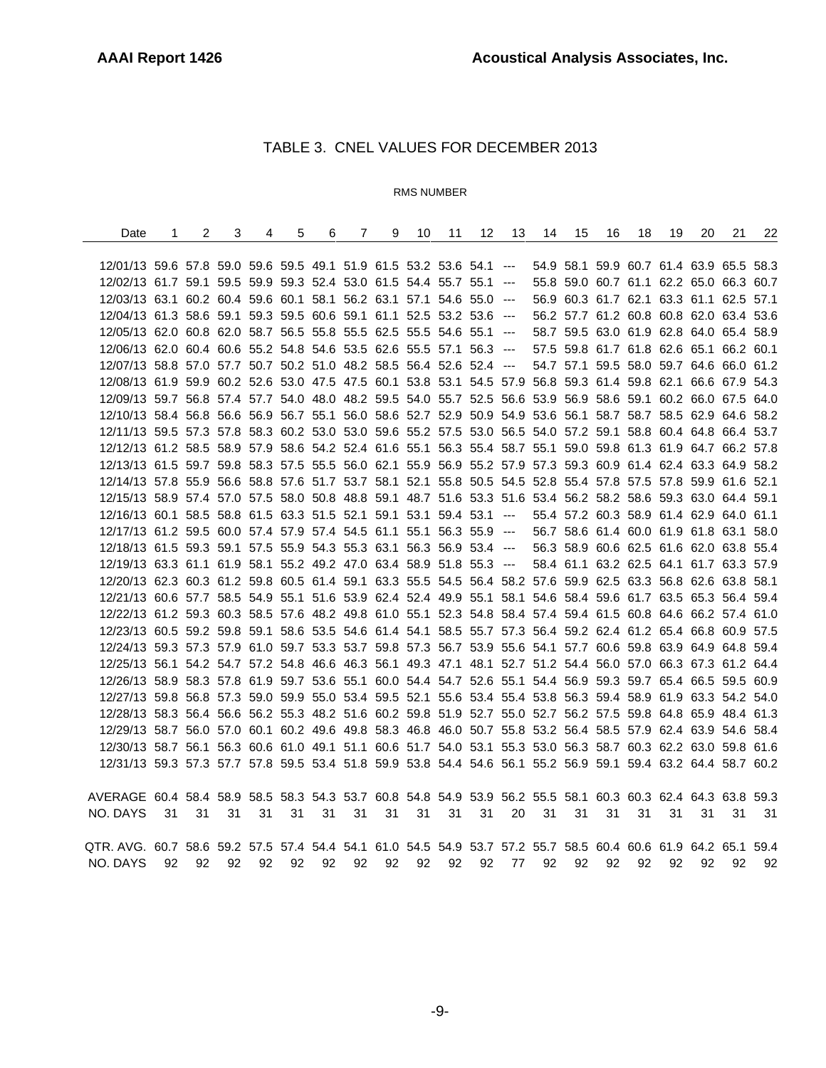# TABLE 3. CNEL VALUES FOR DECEMBER 2013

RMS NUMBER

| Date | 1 | 2 | 3 | 4 | 5 | 6 | 7 | 9 | 10 | 11 | 12 | 13 | 14 | 15 | 16 | 18 | 19 | 20 | 21 | 22 |
|---|---|---|---|---|---|---|---|---|---|---|---|---|---|---|---|---|---|---|---|---|
| 12/01/13 | 59.6 | 57.8 | 59.0 | 59.6 | 59.5 | 49.1 | 51.9 | 61.5 | 53.2 | 53.6 | 54.1 | --- | 54.9 | 58.1 | 59.9 | 60.7 | 61.4 | 63.9 | 65.5 | 58.3 |
| 12/02/13 | 61.7 | 59.1 | 59.5 | 59.9 | 59.3 | 52.4 | 53.0 | 61.5 | 54.4 | 55.7 | 55.1 | --- | 55.8 | 59.0 | 60.7 | 61.1 | 62.2 | 65.0 | 66.3 | 60.7 |
| 12/03/13 | 63.1 | 60.2 | 60.4 | 59.6 | 60.1 | 58.1 | 56.2 | 63.1 | 57.1 | 54.6 | 55.0 | --- | 56.9 | 60.3 | 61.7 | 62.1 | 63.3 | 61.1 | 62.5 | 57.1 |
| 12/04/13 | 61.3 | 58.6 | 59.1 | 59.3 | 59.5 | 60.6 | 59.1 | 61.1 | 52.5 | 53.2 | 53.6 | --- | 56.2 | 57.7 | 61.2 | 60.8 | 60.8 | 62.0 | 63.4 | 53.6 |
| 12/05/13 | 62.0 | 60.8 | 62.0 | 58.7 | 56.5 | 55.8 | 55.5 | 62.5 | 55.5 | 54.6 | 55.1 | --- | 58.7 | 59.5 | 63.0 | 61.9 | 62.8 | 64.0 | 65.4 | 58.9 |
| 12/06/13 | 62.0 | 60.4 | 60.6 | 55.2 | 54.8 | 54.6 | 53.5 | 62.6 | 55.5 | 57.1 | 56.3 | --- | 57.5 | 59.8 | 61.7 | 61.8 | 62.6 | 65.1 | 66.2 | 60.1 |
| 12/07/13 | 58.8 | 57.0 | 57.7 | 50.7 | 50.2 | 51.0 | 48.2 | 58.5 | 56.4 | 52.6 | 52.4 | --- | 54.7 | 57.1 | 59.5 | 58.0 | 59.7 | 64.6 | 66.0 | 61.2 |
| 12/08/13 | 61.9 | 59.9 | 60.2 | 52.6 | 53.0 | 47.5 | 47.5 | 60.1 | 53.8 | 53.1 | 54.5 | 57.9 | 56.8 | 59.3 | 61.4 | 59.8 | 62.1 | 66.6 | 67.9 | 54.3 |
| 12/09/13 | 59.7 | 56.8 | 57.4 | 57.7 | 54.0 | 48.0 | 48.2 | 59.5 | 54.0 | 55.7 | 52.5 | 56.6 | 53.9 | 56.9 | 58.6 | 59.1 | 60.2 | 66.0 | 67.5 | 64.0 |
| 12/10/13 | 58.4 | 56.8 | 56.6 | 56.9 | 56.7 | 55.1 | 56.0 | 58.6 | 52.7 | 52.9 | 50.9 | 54.9 | 53.6 | 56.1 | 58.7 | 58.7 | 58.5 | 62.9 | 64.6 | 58.2 |
| 12/11/13 | 59.5 | 57.3 | 57.8 | 58.3 | 60.2 | 53.0 | 53.0 | 59.6 | 55.2 | 57.5 | 53.0 | 56.5 | 54.0 | 57.2 | 59.1 | 58.8 | 60.4 | 64.8 | 66.4 | 53.7 |
| 12/12/13 | 61.2 | 58.5 | 58.9 | 57.9 | 58.6 | 54.2 | 52.4 | 61.6 | 55.1 | 56.3 | 55.4 | 58.7 | 55.1 | 59.0 | 59.8 | 61.3 | 61.9 | 64.7 | 66.2 | 57.8 |
| 12/13/13 | 61.5 | 59.7 | 59.8 | 58.3 | 57.5 | 55.5 | 56.0 | 62.1 | 55.9 | 56.9 | 55.2 | 57.9 | 57.3 | 59.3 | 60.9 | 61.4 | 62.4 | 63.3 | 64.9 | 58.2 |
| 12/14/13 | 57.8 | 55.9 | 56.6 | 58.8 | 57.6 | 51.7 | 53.7 | 58.1 | 52.1 | 55.8 | 50.5 | 54.5 | 52.8 | 55.4 | 57.8 | 57.5 | 57.8 | 59.9 | 61.6 | 52.1 |
| 12/15/13 | 58.9 | 57.4 | 57.0 | 57.5 | 58.0 | 50.8 | 48.8 | 59.1 | 48.7 | 51.6 | 53.3 | 51.6 | 53.4 | 56.2 | 58.2 | 58.6 | 59.3 | 63.0 | 64.4 | 59.1 |
| 12/16/13 | 60.1 | 58.5 | 58.8 | 61.5 | 63.3 | 51.5 | 52.1 | 59.1 | 53.1 | 59.4 | 53.1 | --- | 55.4 | 57.2 | 60.3 | 58.9 | 61.4 | 62.9 | 64.0 | 61.1 |
| 12/17/13 | 61.2 | 59.5 | 60.0 | 57.4 | 57.9 | 57.4 | 54.5 | 61.1 | 55.1 | 56.3 | 55.9 | --- | 56.7 | 58.6 | 61.4 | 60.0 | 61.9 | 61.8 | 63.1 | 58.0 |
| 12/18/13 | 61.5 | 59.3 | 59.1 | 57.5 | 55.9 | 54.3 | 55.3 | 63.1 | 56.3 | 56.9 | 53.4 | --- | 56.3 | 58.9 | 60.6 | 62.5 | 61.6 | 62.0 | 63.8 | 55.4 |
| 12/19/13 | 63.3 | 61.1 | 61.9 | 58.1 | 55.2 | 49.2 | 47.0 | 63.4 | 58.9 | 51.8 | 55.3 | --- | 58.4 | 61.1 | 63.2 | 62.5 | 64.1 | 61.7 | 63.3 | 57.9 |
| 12/20/13 | 62.3 | 60.3 | 61.2 | 59.8 | 60.5 | 61.4 | 59.1 | 63.3 | 55.5 | 54.5 | 56.4 | 58.2 | 57.6 | 59.9 | 62.5 | 63.3 | 56.8 | 62.6 | 63.8 | 58.1 |
| 12/21/13 | 60.6 | 57.7 | 58.5 | 54.9 | 55.1 | 51.6 | 53.9 | 62.4 | 52.4 | 49.9 | 55.1 | 58.1 | 54.6 | 58.4 | 59.6 | 61.7 | 63.5 | 65.3 | 56.4 | 59.4 |
| 12/22/13 | 61.2 | 59.3 | 60.3 | 58.5 | 57.6 | 48.2 | 49.8 | 61.0 | 55.1 | 52.3 | 54.8 | 58.4 | 57.4 | 59.4 | 61.5 | 60.8 | 64.6 | 66.2 | 57.4 | 61.0 |
| 12/23/13 | 60.5 | 59.2 | 59.8 | 59.1 | 58.6 | 53.5 | 54.6 | 61.4 | 54.1 | 58.5 | 55.7 | 57.3 | 56.4 | 59.2 | 62.4 | 61.2 | 65.4 | 66.8 | 60.9 | 57.5 |
| 12/24/13 | 59.3 | 57.3 | 57.9 | 61.0 | 59.7 | 53.3 | 53.7 | 59.8 | 57.3 | 56.7 | 53.9 | 55.6 | 54.1 | 57.7 | 60.6 | 59.8 | 63.9 | 64.9 | 64.8 | 59.4 |
| 12/25/13 | 56.1 | 54.2 | 54.7 | 57.2 | 54.8 | 46.6 | 46.3 | 56.1 | 49.3 | 47.1 | 48.1 | 52.7 | 51.2 | 54.4 | 56.0 | 57.0 | 66.3 | 67.3 | 61.2 | 64.4 |
| 12/26/13 | 58.9 | 58.3 | 57.8 | 61.9 | 59.7 | 53.6 | 55.1 | 60.0 | 54.4 | 54.7 | 52.6 | 55.1 | 54.4 | 56.9 | 59.3 | 59.7 | 65.4 | 66.5 | 59.5 | 60.9 |
| 12/27/13 | 59.8 | 56.8 | 57.3 | 59.0 | 59.9 | 55.0 | 53.4 | 59.5 | 52.1 | 55.6 | 53.4 | 55.4 | 53.8 | 56.3 | 59.4 | 58.9 | 61.9 | 63.3 | 54.2 | 54.0 |
| 12/28/13 | 58.3 | 56.4 | 56.6 | 56.2 | 55.3 | 48.2 | 51.6 | 60.2 | 59.8 | 51.9 | 52.7 | 55.0 | 52.7 | 56.2 | 57.5 | 59.8 | 64.8 | 65.9 | 48.4 | 61.3 |
| 12/29/13 | 58.7 | 56.0 | 57.0 | 60.1 | 60.2 | 49.6 | 49.8 | 58.3 | 46.8 | 46.0 | 50.7 | 55.8 | 53.2 | 56.4 | 58.5 | 57.9 | 62.4 | 63.9 | 54.6 | 58.4 |
| 12/30/13 | 58.7 | 56.1 | 56.3 | 60.6 | 61.0 | 49.1 | 51.1 | 60.6 | 51.7 | 54.0 | 53.1 | 55.3 | 53.0 | 56.3 | 58.7 | 60.3 | 62.2 | 63.0 | 59.8 | 61.6 |
| 12/31/13 | 59.3 | 57.3 | 57.7 | 57.8 | 59.5 | 53.4 | 51.8 | 59.9 | 53.8 | 54.4 | 54.6 | 56.1 | 55.2 | 56.9 | 59.1 | 59.4 | 63.2 | 64.4 | 58.7 | 60.2 |
| AVERAGE | 60.4 | 58.4 | 58.9 | 58.5 | 58.3 | 54.3 | 53.7 | 60.8 | 54.8 | 54.9 | 53.9 | 56.2 | 55.5 | 58.1 | 60.3 | 60.3 | 62.4 | 64.3 | 63.8 | 59.3 |
| NO. DAYS | 31 | 31 | 31 | 31 | 31 | 31 | 31 | 31 | 31 | 31 | 31 | 20 | 31 | 31 | 31 | 31 | 31 | 31 | 31 | 31 |
| QTR. AVG. | 60.7 | 58.6 | 59.2 | 57.5 | 57.4 | 54.4 | 54.1 | 61.0 | 54.5 | 54.9 | 53.7 | 57.2 | 55.7 | 58.5 | 60.4 | 60.6 | 61.9 | 64.2 | 65.1 | 59.4 |
| NO. DAYS | 92 | 92 | 92 | 92 | 92 | 92 | 92 | 92 | 92 | 92 | 92 | 77 | 92 | 92 | 92 | 92 | 92 | 92 | 92 | 92 |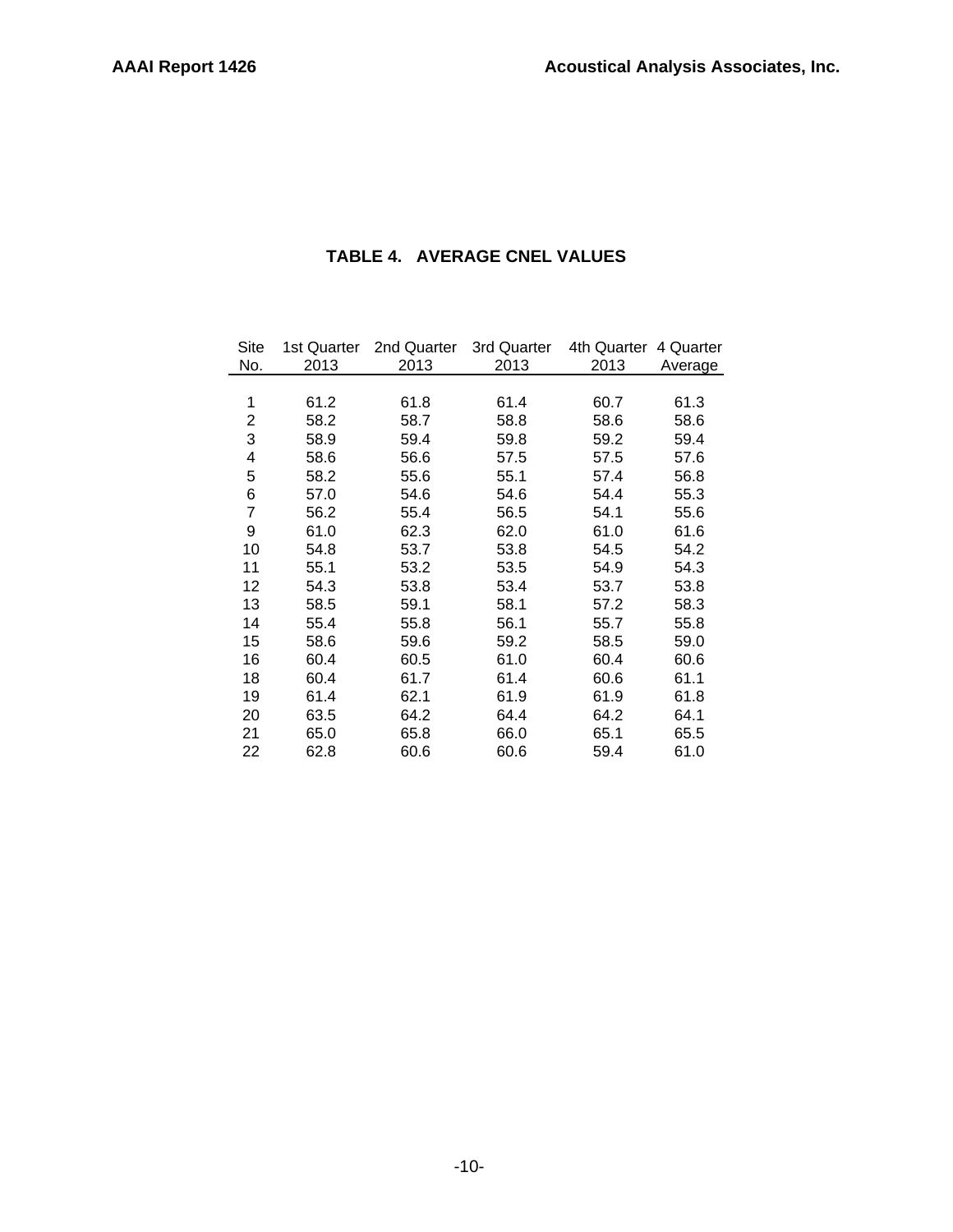**TABLE 4. AVERAGE CNEL VALUES**

| Site No. | 1st Quarter 2013 | 2nd Quarter 2013 | 3rd Quarter 2013 | 4th Quarter 2013 | 4 Quarter Average |
|---|---|---|---|---|---|
| 1 | 61.2 | 61.8 | 61.4 | 60.7 | 61.3 |
| 2 | 58.2 | 58.7 | 58.8 | 58.6 | 58.6 |
| 3 | 58.9 | 59.4 | 59.8 | 59.2 | 59.4 |
| 4 | 58.6 | 56.6 | 57.5 | 57.5 | 57.6 |
| 5 | 58.2 | 55.6 | 55.1 | 57.4 | 56.8 |
| 6 | 57.0 | 54.6 | 54.6 | 54.4 | 55.3 |
| 7 | 56.2 | 55.4 | 56.5 | 54.1 | 55.6 |
| 9 | 61.0 | 62.3 | 62.0 | 61.0 | 61.6 |
| 10 | 54.8 | 53.7 | 53.8 | 54.5 | 54.2 |
| 11 | 55.1 | 53.2 | 53.5 | 54.9 | 54.3 |
| 12 | 54.3 | 53.8 | 53.4 | 53.7 | 53.8 |
| 13 | 58.5 | 59.1 | 58.1 | 57.2 | 58.3 |
| 14 | 55.4 | 55.8 | 56.1 | 55.7 | 55.8 |
| 15 | 58.6 | 59.6 | 59.2 | 58.5 | 59.0 |
| 16 | 60.4 | 60.5 | 61.0 | 60.4 | 60.6 |
| 18 | 60.4 | 61.7 | 61.4 | 60.6 | 61.1 |
| 19 | 61.4 | 62.1 | 61.9 | 61.9 | 61.8 |
| 20 | 63.5 | 64.2 | 64.4 | 64.2 | 64.1 |
| 21 | 65.0 | 65.8 | 66.0 | 65.1 | 65.5 |
| 22 | 62.8 | 60.6 | 60.6 | 59.4 | 61.0 |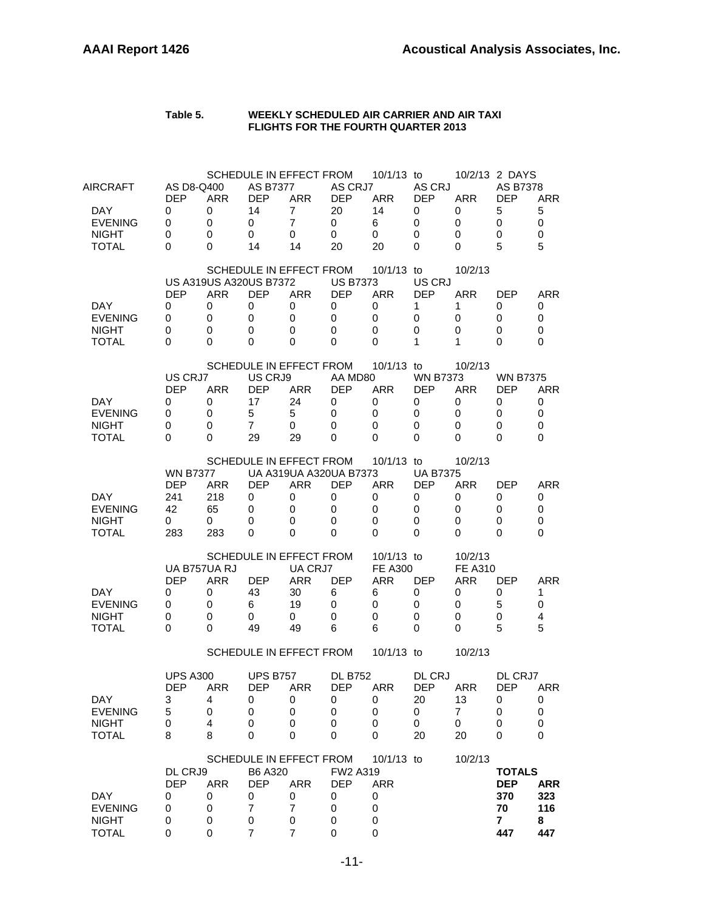**Table 5. WEEKLY SCHEDULED AIR CARRIER AND AIR TAXI FLIGHTS FOR THE FOURTH QUARTER 2013**

SCHEDULE IN EFFECT FROM 10/1/13 to 10/2/13 2 DAYS

| AIRCRAFT | AS D8-Q400 | | AS B7377 | | AS CRJ7 | | AS CRJ | | AS B7378 | |
|---|---|---|---|---|---|---|---|---|---|---|
| | DEP | ARR | DEP | ARR | DEP | ARR | DEP | ARR | DEP | ARR |
| DAY | 0 | 0 | 14 | 7 | 20 | 14 | 0 | 0 | 5 | 5 |
| EVENING | 0 | 0 | 0 | 7 | 0 | 6 | 0 | 0 | 0 | 0 |
| NIGHT | 0 | 0 | 0 | 0 | 0 | 0 | 0 | 0 | 0 | 0 |
| TOTAL | 0 | 0 | 14 | 14 | 20 | 20 | 0 | 0 | 5 | 5 |

SCHEDULE IN EFFECT FROM 10/1/13 to 10/2/13

| | US A319 | | US A320 | | US B7372 | | US B7373 | | US CRJ | |
|---|---|---|---|---|---|---|---|---|---|---|
| | DEP | ARR | DEP | ARR | DEP | ARR | DEP | ARR | DEP | ARR |
| DAY | 0 | 0 | 0 | 0 | 0 | 0 | 1 | 1 | 0 | 0 |
| EVENING | 0 | 0 | 0 | 0 | 0 | 0 | 0 | 0 | 0 | 0 |
| NIGHT | 0 | 0 | 0 | 0 | 0 | 0 | 0 | 0 | 0 | 0 |
| TOTAL | 0 | 0 | 0 | 0 | 0 | 0 | 1 | 1 | 0 | 0 |

SCHEDULE IN EFFECT FROM 10/1/13 to 10/2/13

| | US CRJ7 | | US CRJ9 | | AA MD80 | | WN B7373 | | WN B7375 | |
|---|---|---|---|---|---|---|---|---|---|---|
| | DEP | ARR | DEP | ARR | DEP | ARR | DEP | ARR | DEP | ARR |
| DAY | 0 | 0 | 17 | 24 | 0 | 0 | 0 | 0 | 0 | 0 |
| EVENING | 0 | 0 | 5 | 5 | 0 | 0 | 0 | 0 | 0 | 0 |
| NIGHT | 0 | 0 | 7 | 0 | 0 | 0 | 0 | 0 | 0 | 0 |
| TOTAL | 0 | 0 | 29 | 29 | 0 | 0 | 0 | 0 | 0 | 0 |

SCHEDULE IN EFFECT FROM 10/1/13 to 10/2/13

| | WN B7377 | | UA A319 | | UA A320 | | UA B7373 | | UA B7375 | |
|---|---|---|---|---|---|---|---|---|---|---|
| | DEP | ARR | DEP | ARR | DEP | ARR | DEP | ARR | DEP | ARR |
| DAY | 241 | 218 | 0 | 0 | 0 | 0 | 0 | 0 | 0 | 0 |
| EVENING | 42 | 65 | 0 | 0 | 0 | 0 | 0 | 0 | 0 | 0 |
| NIGHT | 0 | 0 | 0 | 0 | 0 | 0 | 0 | 0 | 0 | 0 |
| TOTAL | 283 | 283 | 0 | 0 | 0 | 0 | 0 | 0 | 0 | 0 |

SCHEDULE IN EFFECT FROM 10/1/13 to 10/2/13

| | UA B757 | | UA RJ | | UA CRJ7 | | FE A300 | | FE A310 | |
|---|---|---|---|---|---|---|---|---|---|---|
| | DEP | ARR | DEP | ARR | DEP | ARR | DEP | ARR | DEP | ARR |
| DAY | 0 | 0 | 43 | 30 | 6 | 6 | 0 | 0 | 0 | 1 |
| EVENING | 0 | 0 | 6 | 19 | 0 | 0 | 0 | 0 | 5 | 0 |
| NIGHT | 0 | 0 | 0 | 0 | 0 | 0 | 0 | 0 | 0 | 4 |
| TOTAL | 0 | 0 | 49 | 49 | 6 | 6 | 0 | 0 | 5 | 5 |

SCHEDULE IN EFFECT FROM 10/1/13 to 10/2/13

| | UPS A300 | | UPS B757 | | DL B752 | | DL CRJ | | DL CRJ7 | |
|---|---|---|---|---|---|---|---|---|---|---|
| | DEP | ARR | DEP | ARR | DEP | ARR | DEP | ARR | DEP | ARR |
| DAY | 3 | 4 | 0 | 0 | 0 | 0 | 20 | 13 | 0 | 0 |
| EVENING | 5 | 0 | 0 | 0 | 0 | 0 | 0 | 7 | 0 | 0 |
| NIGHT | 0 | 4 | 0 | 0 | 0 | 0 | 0 | 0 | 0 | 0 |
| TOTAL | 8 | 8 | 0 | 0 | 0 | 0 | 20 | 20 | 0 | 0 |

SCHEDULE IN EFFECT FROM 10/1/13 to 10/2/13

| | DL CRJ9 | | B6 A320 | | FW2 A319 | | **TOTALS** | |
|---|---|---|---|---|---|---|---|---|
| | DEP | ARR | DEP | ARR | DEP | ARR | **DEP** | **ARR** |
| DAY | 0 | 0 | 0 | 0 | 0 | 0 | **370** | **323** |
| EVENING | 0 | 0 | 7 | 7 | 0 | 0 | **70** | **116** |
| NIGHT | 0 | 0 | 0 | 0 | 0 | 0 | **7** | **8** |
| TOTAL | 0 | 0 | 7 | 7 | 0 | 0 | **447** | **447** |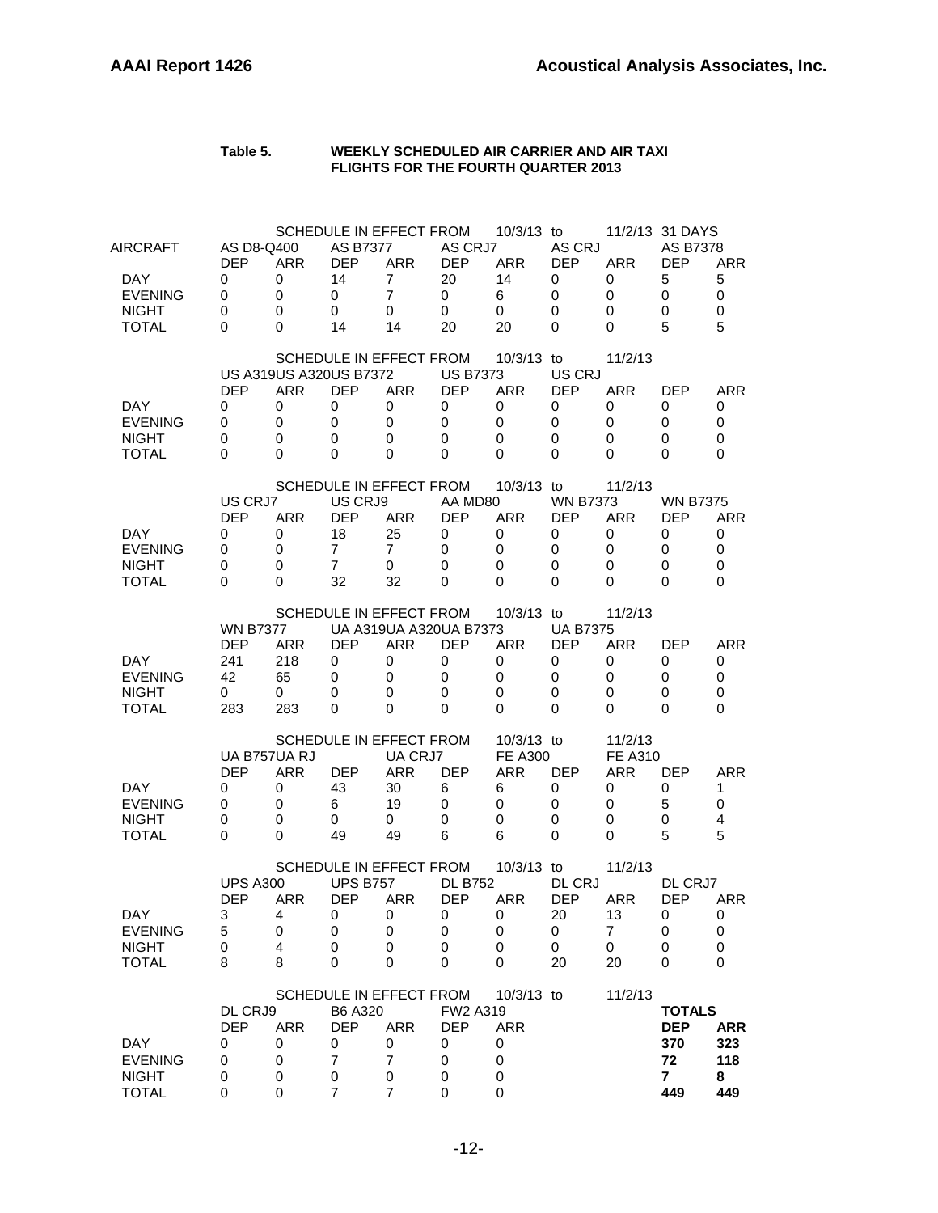**Table 5. WEEKLY SCHEDULED AIR CARRIER AND AIR TAXI FLIGHTS FOR THE FOURTH QUARTER 2013**

SCHEDULE IN EFFECT FROM 10/3/13 to 11/2/13 31 DAYS

| AIRCRAFT | AS D8-Q400 | | AS B7377 | | AS CRJ7 | | AS CRJ | | AS B7378 | |
|---|---|---|---|---|---|---|---|---|---|---|
| | DEP | ARR | DEP | ARR | DEP | ARR | DEP | ARR | DEP | ARR |
| DAY | 0 | 0 | 14 | 7 | 20 | 14 | 0 | 0 | 5 | 5 |
| EVENING | 0 | 0 | 0 | 7 | 0 | 6 | 0 | 0 | 0 | 0 |
| NIGHT | 0 | 0 | 0 | 0 | 0 | 0 | 0 | 0 | 0 | 0 |
| TOTAL | 0 | 0 | 14 | 14 | 20 | 20 | 0 | 0 | 5 | 5 |

SCHEDULE IN EFFECT FROM 10/3/13 to 11/2/13

| | US A319 | | US A320 | | US B7372 | | US B7373 | | US CRJ | |
|---|---|---|---|---|---|---|---|---|---|---|
| | DEP | ARR | DEP | ARR | DEP | ARR | DEP | ARR | DEP | ARR |
| DAY | 0 | 0 | 0 | 0 | 0 | 0 | 0 | 0 | 0 | 0 |
| EVENING | 0 | 0 | 0 | 0 | 0 | 0 | 0 | 0 | 0 | 0 |
| NIGHT | 0 | 0 | 0 | 0 | 0 | 0 | 0 | 0 | 0 | 0 |
| TOTAL | 0 | 0 | 0 | 0 | 0 | 0 | 0 | 0 | 0 | 0 |

SCHEDULE IN EFFECT FROM 10/3/13 to 11/2/13

| | US CRJ7 | | US CRJ9 | | AA MD80 | | WN B7373 | | WN B7375 | |
|---|---|---|---|---|---|---|---|---|---|---|
| | DEP | ARR | DEP | ARR | DEP | ARR | DEP | ARR | DEP | ARR |
| DAY | 0 | 0 | 18 | 25 | 0 | 0 | 0 | 0 | 0 | 0 |
| EVENING | 0 | 0 | 7 | 7 | 0 | 0 | 0 | 0 | 0 | 0 |
| NIGHT | 0 | 0 | 7 | 0 | 0 | 0 | 0 | 0 | 0 | 0 |
| TOTAL | 0 | 0 | 32 | 32 | 0 | 0 | 0 | 0 | 0 | 0 |

SCHEDULE IN EFFECT FROM 10/3/13 to 11/2/13

| | WN B7377 | | UA A319 | | UA A320 | | UA B7373 | | UA B7375 | |
|---|---|---|---|---|---|---|---|---|---|---|
| | DEP | ARR | DEP | ARR | DEP | ARR | DEP | ARR | DEP | ARR |
| DAY | 241 | 218 | 0 | 0 | 0 | 0 | 0 | 0 | 0 | 0 |
| EVENING | 42 | 65 | 0 | 0 | 0 | 0 | 0 | 0 | 0 | 0 |
| NIGHT | 0 | 0 | 0 | 0 | 0 | 0 | 0 | 0 | 0 | 0 |
| TOTAL | 283 | 283 | 0 | 0 | 0 | 0 | 0 | 0 | 0 | 0 |

SCHEDULE IN EFFECT FROM 10/3/13 to 11/2/13

| | UA B757 | | UA RJ | | UA CRJ7 | | FE A300 | | FE A310 | |
|---|---|---|---|---|---|---|---|---|---|---|
| | DEP | ARR | DEP | ARR | DEP | ARR | DEP | ARR | DEP | ARR |
| DAY | 0 | 0 | 43 | 30 | 6 | 6 | 0 | 0 | 0 | 1 |
| EVENING | 0 | 0 | 6 | 19 | 0 | 0 | 0 | 0 | 5 | 0 |
| NIGHT | 0 | 0 | 0 | 0 | 0 | 0 | 0 | 0 | 0 | 4 |
| TOTAL | 0 | 0 | 49 | 49 | 6 | 6 | 0 | 0 | 5 | 5 |

SCHEDULE IN EFFECT FROM 10/3/13 to 11/2/13

| | UPS A300 | | UPS B757 | | DL B752 | | DL CRJ | | DL CRJ7 | |
|---|---|---|---|---|---|---|---|---|---|---|
| | DEP | ARR | DEP | ARR | DEP | ARR | DEP | ARR | DEP | ARR |
| DAY | 3 | 4 | 0 | 0 | 0 | 0 | 20 | 13 | 0 | 0 |
| EVENING | 5 | 0 | 0 | 0 | 0 | 0 | 0 | 7 | 0 | 0 |
| NIGHT | 0 | 4 | 0 | 0 | 0 | 0 | 0 | 0 | 0 | 0 |
| TOTAL | 8 | 8 | 0 | 0 | 0 | 0 | 20 | 20 | 0 | 0 |

SCHEDULE IN EFFECT FROM 10/3/13 to 11/2/13

| | DL CRJ9 | | B6 A320 | | FW2 A319 | | | | **TOTALS** | |
|---|---|---|---|---|---|---|---|---|---|---|
| | DEP | ARR | DEP | ARR | DEP | ARR | | | **DEP** | **ARR** |
| DAY | 0 | 0 | 0 | 0 | 0 | 0 | | | **370** | **323** |
| EVENING | 0 | 0 | 7 | 7 | 0 | 0 | | | **72** | **118** |
| NIGHT | 0 | 0 | 0 | 0 | 0 | 0 | | | **7** | **8** |
| TOTAL | 0 | 0 | 7 | 7 | 0 | 0 | | | **449** | **449** |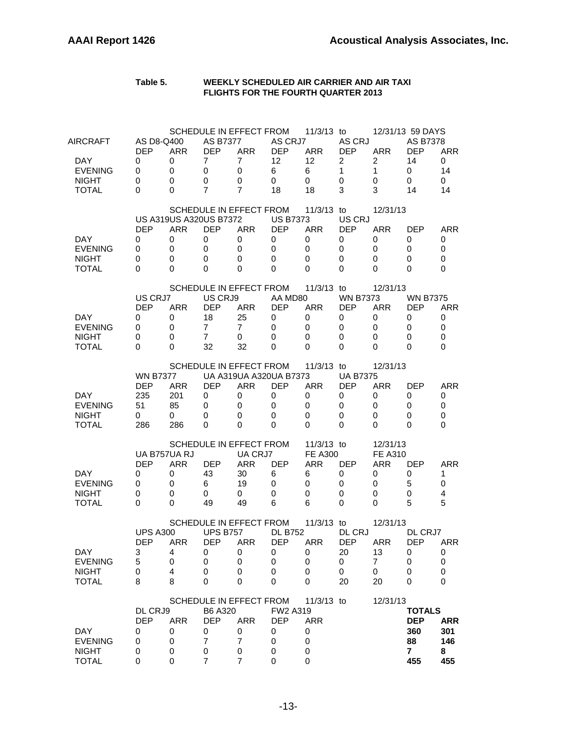**Table 5. WEEKLY SCHEDULED AIR CARRIER AND AIR TAXI FLIGHTS FOR THE FOURTH QUARTER 2013**

SCHEDULE IN EFFECT FROM 11/3/13 to 12/31/13 59 DAYS

| AIRCRAFT | AS D8-Q400 | | AS B7377 | | AS CRJ7 | | AS CRJ | | AS B7378 | |
|---|---|---|---|---|---|---|---|---|---|---|
| | DEP | ARR | DEP | ARR | DEP | ARR | DEP | ARR | DEP | ARR |
| DAY | 0 | 0 | 7 | 7 | 12 | 12 | 2 | 2 | 14 | 0 |
| EVENING | 0 | 0 | 0 | 0 | 6 | 6 | 1 | 1 | 0 | 14 |
| NIGHT | 0 | 0 | 0 | 0 | 0 | 0 | 0 | 0 | 0 | 0 |
| TOTAL | 0 | 0 | 7 | 7 | 18 | 18 | 3 | 3 | 14 | 14 |

SCHEDULE IN EFFECT FROM 11/3/13 to 12/31/13

| | US A319 | US A320 | US B7372 | | US B7373 | | US CRJ | | | |
|---|---|---|---|---|---|---|---|---|---|---|
| | DEP | ARR | DEP | ARR | DEP | ARR | DEP | ARR | DEP | ARR |
| DAY | 0 | 0 | 0 | 0 | 0 | 0 | 0 | 0 | 0 | 0 |
| EVENING | 0 | 0 | 0 | 0 | 0 | 0 | 0 | 0 | 0 | 0 |
| NIGHT | 0 | 0 | 0 | 0 | 0 | 0 | 0 | 0 | 0 | 0 |
| TOTAL | 0 | 0 | 0 | 0 | 0 | 0 | 0 | 0 | 0 | 0 |

SCHEDULE IN EFFECT FROM 11/3/13 to 12/31/13

| | US CRJ7 | | US CRJ9 | | AA MD80 | | WN B7373 | | WN B7375 | |
|---|---|---|---|---|---|---|---|---|---|---|
| | DEP | ARR | DEP | ARR | DEP | ARR | DEP | ARR | DEP | ARR |
| DAY | 0 | 0 | 18 | 25 | 0 | 0 | 0 | 0 | 0 | 0 |
| EVENING | 0 | 0 | 7 | 7 | 0 | 0 | 0 | 0 | 0 | 0 |
| NIGHT | 0 | 0 | 7 | 0 | 0 | 0 | 0 | 0 | 0 | 0 |
| TOTAL | 0 | 0 | 32 | 32 | 0 | 0 | 0 | 0 | 0 | 0 |

SCHEDULE IN EFFECT FROM 11/3/13 to 12/31/13

| | WN B7377 | | UA A319 | UA A320 | UA B7373 | | UA B7375 | | | |
|---|---|---|---|---|---|---|---|---|---|---|
| | DEP | ARR | DEP | ARR | DEP | ARR | DEP | ARR | DEP | ARR |
| DAY | 235 | 201 | 0 | 0 | 0 | 0 | 0 | 0 | 0 | 0 |
| EVENING | 51 | 85 | 0 | 0 | 0 | 0 | 0 | 0 | 0 | 0 |
| NIGHT | 0 | 0 | 0 | 0 | 0 | 0 | 0 | 0 | 0 | 0 |
| TOTAL | 286 | 286 | 0 | 0 | 0 | 0 | 0 | 0 | 0 | 0 |

SCHEDULE IN EFFECT FROM 11/3/13 to 12/31/13

| | UA B757 | UA RJ | | UA CRJ7 | | FE A300 | | FE A310 | | |
|---|---|---|---|---|---|---|---|---|---|---|
| | DEP | ARR | DEP | ARR | DEP | ARR | DEP | ARR | DEP | ARR |
| DAY | 0 | 0 | 43 | 30 | 6 | 6 | 0 | 0 | 0 | 1 |
| EVENING | 0 | 0 | 6 | 19 | 0 | 0 | 0 | 0 | 5 | 0 |
| NIGHT | 0 | 0 | 0 | 0 | 0 | 0 | 0 | 0 | 0 | 4 |
| TOTAL | 0 | 0 | 49 | 49 | 6 | 6 | 0 | 0 | 5 | 5 |

SCHEDULE IN EFFECT FROM 11/3/13 to 12/31/13

| | UPS A300 | | UPS B757 | | DL B752 | | DL CRJ | | DL CRJ7 | |
|---|---|---|---|---|---|---|---|---|---|---|
| | DEP | ARR | DEP | ARR | DEP | ARR | DEP | ARR | DEP | ARR |
| DAY | 3 | 4 | 0 | 0 | 0 | 0 | 20 | 13 | 0 | 0 |
| EVENING | 5 | 0 | 0 | 0 | 0 | 0 | 0 | 7 | 0 | 0 |
| NIGHT | 0 | 4 | 0 | 0 | 0 | 0 | 0 | 0 | 0 | 0 |
| TOTAL | 8 | 8 | 0 | 0 | 0 | 0 | 20 | 20 | 0 | 0 |

SCHEDULE IN EFFECT FROM 11/3/13 to 12/31/13

| | DL CRJ9 | | B6 A320 | | FW2 A319 | | | | **TOTALS** | |
|---|---|---|---|---|---|---|---|---|---|---|
| | DEP | ARR | DEP | ARR | DEP | ARR | | | **DEP** | **ARR** |
| DAY | 0 | 0 | 0 | 0 | 0 | 0 | | | **360** | **301** |
| EVENING | 0 | 0 | 7 | 7 | 0 | 0 | | | **88** | **146** |
| NIGHT | 0 | 0 | 0 | 0 | 0 | 0 | | | **7** | **8** |
| TOTAL | 0 | 0 | 7 | 7 | 0 | 0 | | | **455** | **455** |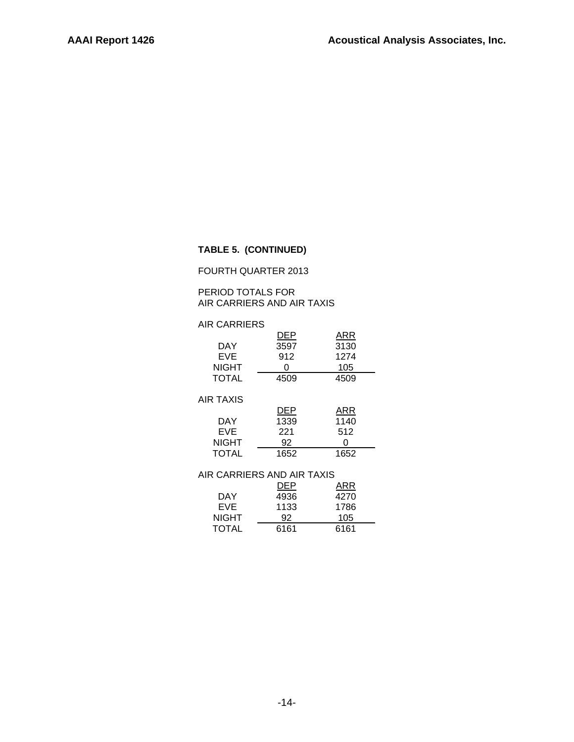**TABLE 5. (CONTINUED)**

FOURTH QUARTER 2013

PERIOD TOTALS FOR
AIR CARRIERS AND AIR TAXIS

AIR CARRIERS

| | DEP | ARR |
|---|---|---|
| DAY | 3597 | 3130 |
| EVE | 912 | 1274 |
| NIGHT | 0 | 105 |
| TOTAL | 4509 | 4509 |

AIR TAXIS

| | DEP | ARR |
|---|---|---|
| DAY | 1339 | 1140 |
| EVE | 221 | 512 |
| NIGHT | 92 | 0 |
| TOTAL | 1652 | 1652 |

AIR CARRIERS AND AIR TAXIS

| | DEP | ARR |
|---|---|---|
| DAY | 4936 | 4270 |
| EVE | 1133 | 1786 |
| NIGHT | 92 | 105 |
| TOTAL | 6161 | 6161 |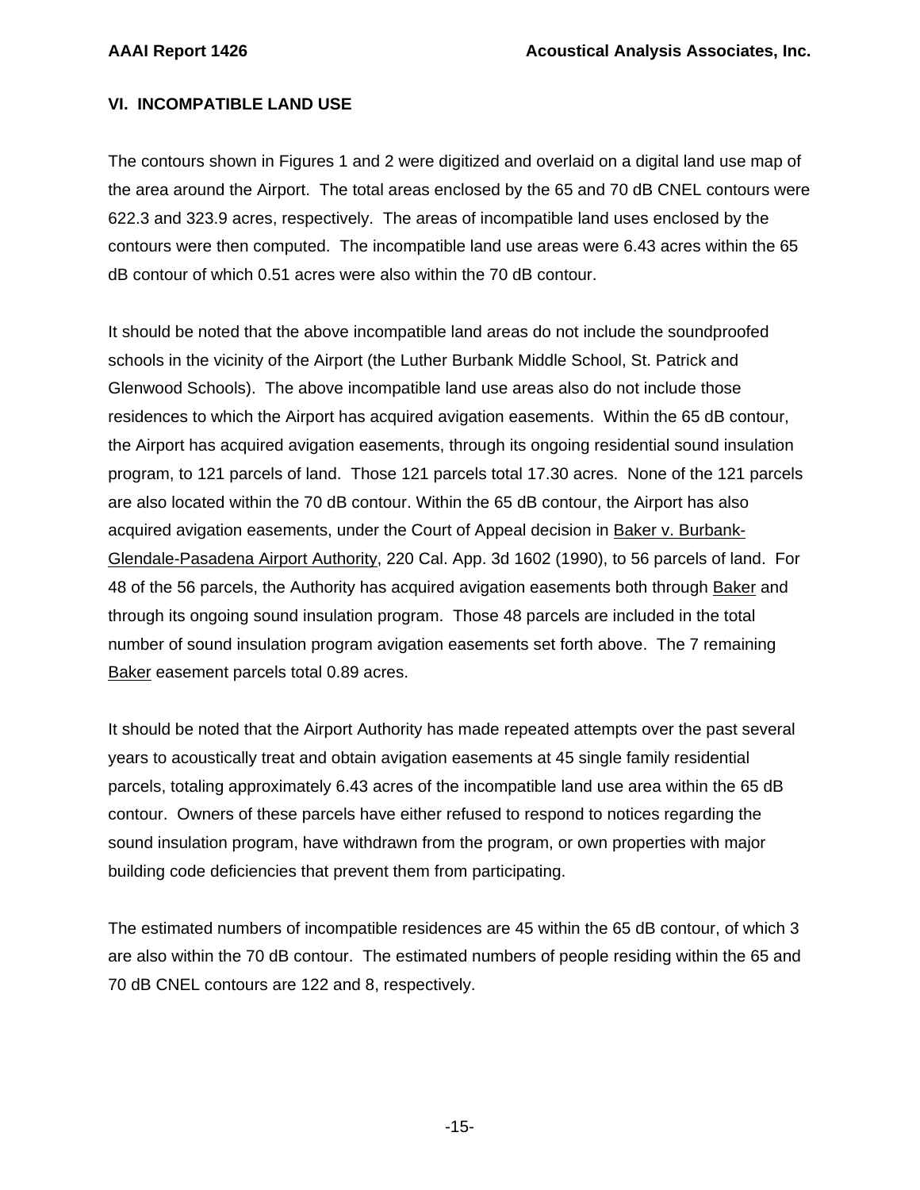## VI. INCOMPATIBLE LAND USE

The contours shown in Figures 1 and 2 were digitized and overlaid on a digital land use map of the area around the Airport. The total areas enclosed by the 65 and 70 dB CNEL contours were 622.3 and 323.9 acres, respectively. The areas of incompatible land uses enclosed by the contours were then computed. The incompatible land use areas were 6.43 acres within the 65 dB contour of which 0.51 acres were also within the 70 dB contour.

It should be noted that the above incompatible land areas do not include the soundproofed schools in the vicinity of the Airport (the Luther Burbank Middle School, St. Patrick and Glenwood Schools). The above incompatible land use areas also do not include those residences to which the Airport has acquired avigation easements. Within the 65 dB contour, the Airport has acquired avigation easements, through its ongoing residential sound insulation program, to 121 parcels of land. Those 121 parcels total 17.30 acres. None of the 121 parcels are also located within the 70 dB contour. Within the 65 dB contour, the Airport has also acquired avigation easements, under the Court of Appeal decision in Baker v. Burbank-Glendale-Pasadena Airport Authority, 220 Cal. App. 3d 1602 (1990), to 56 parcels of land. For 48 of the 56 parcels, the Authority has acquired avigation easements both through Baker and through its ongoing sound insulation program. Those 48 parcels are included in the total number of sound insulation program avigation easements set forth above. The 7 remaining Baker easement parcels total 0.89 acres.

It should be noted that the Airport Authority has made repeated attempts over the past several years to acoustically treat and obtain avigation easements at 45 single family residential parcels, totaling approximately 6.43 acres of the incompatible land use area within the 65 dB contour. Owners of these parcels have either refused to respond to notices regarding the sound insulation program, have withdrawn from the program, or own properties with major building code deficiencies that prevent them from participating.

The estimated numbers of incompatible residences are 45 within the 65 dB contour, of which 3 are also within the 70 dB contour. The estimated numbers of people residing within the 65 and 70 dB CNEL contours are 122 and 8, respectively.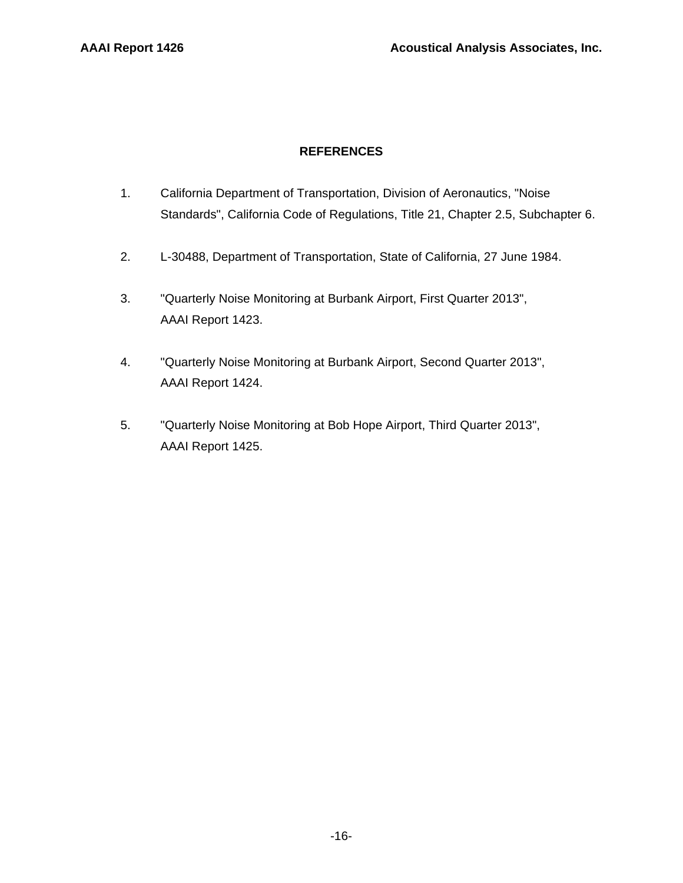## REFERENCES

1. California Department of Transportation, Division of Aeronautics, "Noise Standards", California Code of Regulations, Title 21, Chapter 2.5, Subchapter 6.

2. L-30488, Department of Transportation, State of California, 27 June 1984.

3. "Quarterly Noise Monitoring at Burbank Airport, First Quarter 2013", AAAI Report 1423.

4. "Quarterly Noise Monitoring at Burbank Airport, Second Quarter 2013", AAAI Report 1424.

5. "Quarterly Noise Monitoring at Bob Hope Airport, Third Quarter 2013", AAAI Report 1425.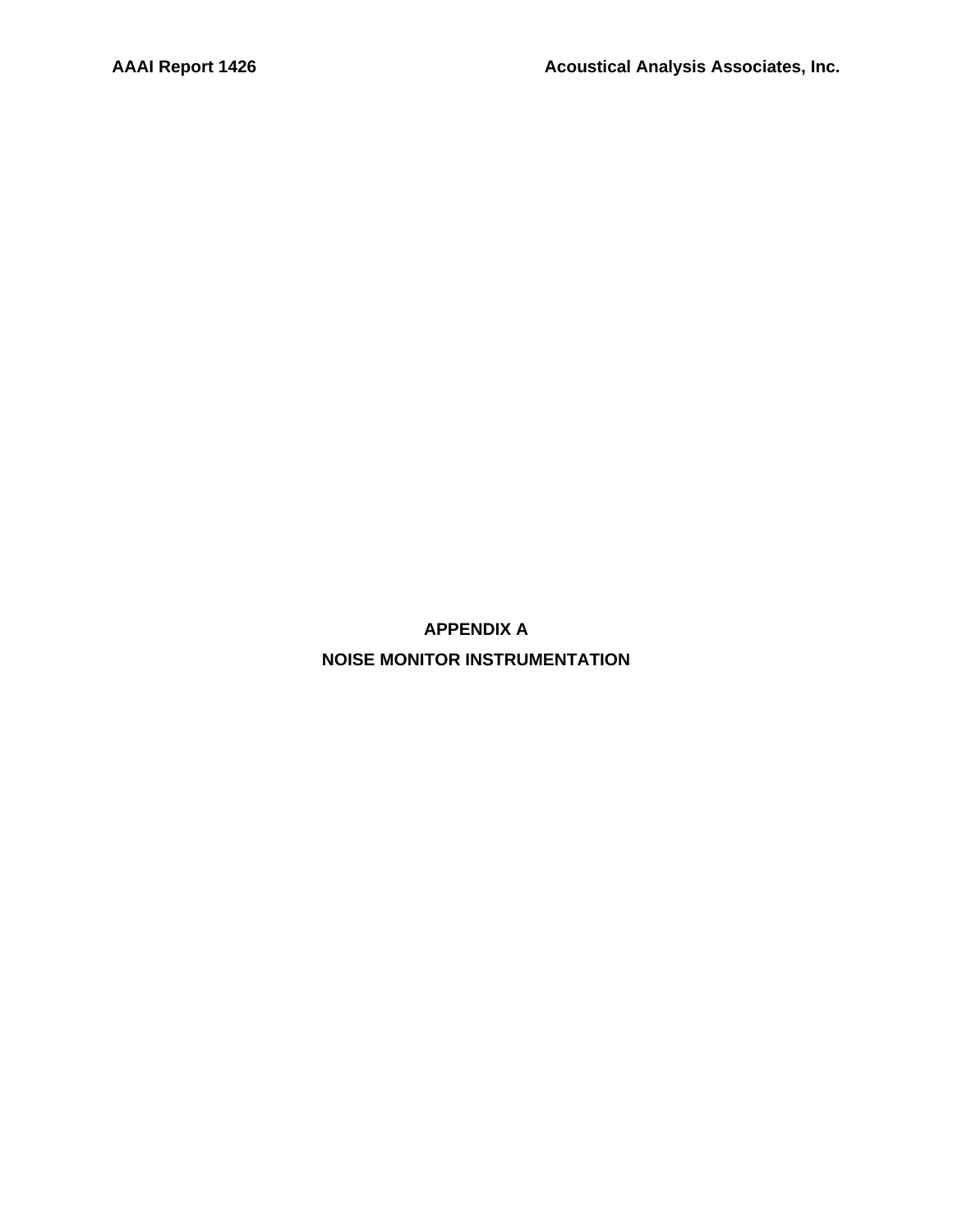# APPENDIX A

# NOISE MONITOR INSTRUMENTATION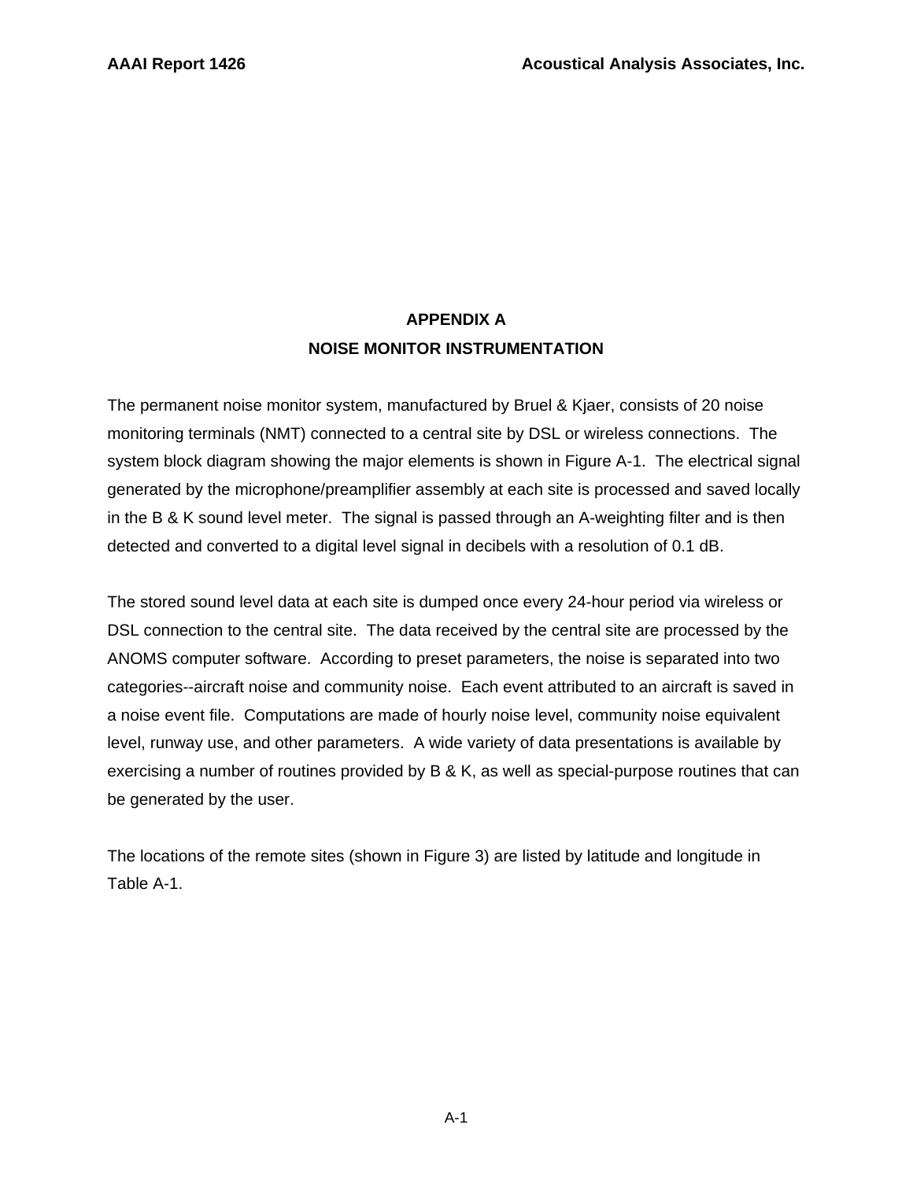# APPENDIX A
## NOISE MONITOR INSTRUMENTATION

The permanent noise monitor system, manufactured by Bruel & Kjaer, consists of 20 noise monitoring terminals (NMT) connected to a central site by DSL or wireless connections. The system block diagram showing the major elements is shown in Figure A-1. The electrical signal generated by the microphone/preamplifier assembly at each site is processed and saved locally in the B & K sound level meter. The signal is passed through an A-weighting filter and is then detected and converted to a digital level signal in decibels with a resolution of 0.1 dB.

The stored sound level data at each site is dumped once every 24-hour period via wireless or DSL connection to the central site. The data received by the central site are processed by the ANOMS computer software. According to preset parameters, the noise is separated into two categories--aircraft noise and community noise. Each event attributed to an aircraft is saved in a noise event file. Computations are made of hourly noise level, community noise equivalent level, runway use, and other parameters. A wide variety of data presentations is available by exercising a number of routines provided by B & K, as well as special-purpose routines that can be generated by the user.

The locations of the remote sites (shown in Figure 3) are listed by latitude and longitude in Table A-1.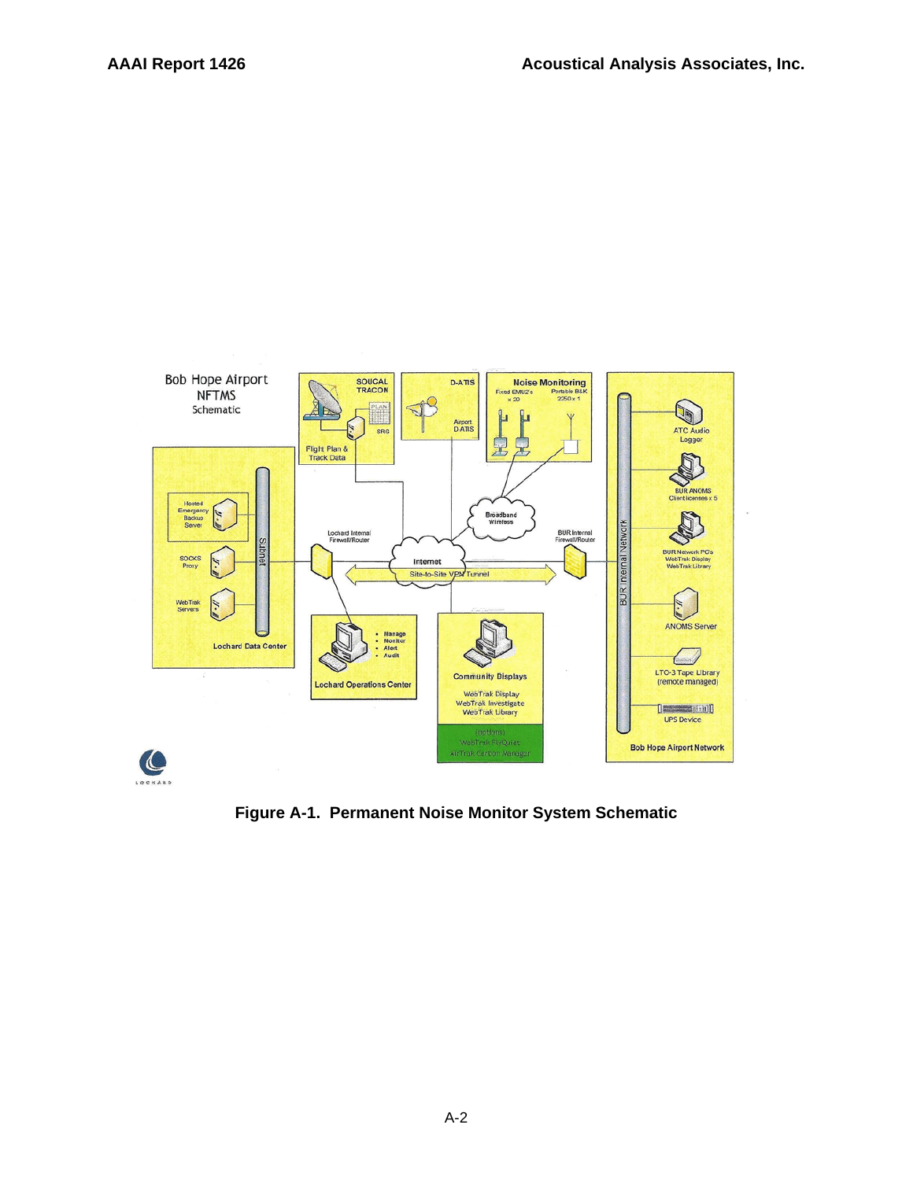**Figure A-1. Permanent Noise Monitor System Schematic**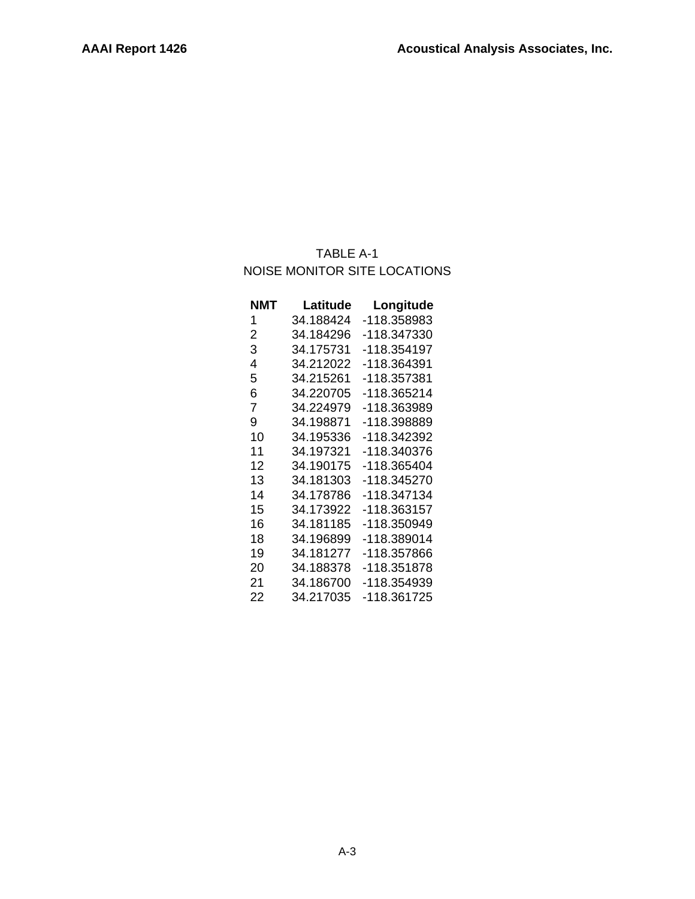TABLE A-1

NOISE MONITOR SITE LOCATIONS

| NMT | Latitude | Longitude |
|---|---|---|
| 1 | 34.188424 | -118.358983 |
| 2 | 34.184296 | -118.347330 |
| 3 | 34.175731 | -118.354197 |
| 4 | 34.212022 | -118.364391 |
| 5 | 34.215261 | -118.357381 |
| 6 | 34.220705 | -118.365214 |
| 7 | 34.224979 | -118.363989 |
| 9 | 34.198871 | -118.398889 |
| 10 | 34.195336 | -118.342392 |
| 11 | 34.197321 | -118.340376 |
| 12 | 34.190175 | -118.365404 |
| 13 | 34.181303 | -118.345270 |
| 14 | 34.178786 | -118.347134 |
| 15 | 34.173922 | -118.363157 |
| 16 | 34.181185 | -118.350949 |
| 18 | 34.196899 | -118.389014 |
| 19 | 34.181277 | -118.357866 |
| 20 | 34.188378 | -118.351878 |
| 21 | 34.186700 | -118.354939 |
| 22 | 34.217035 | -118.361725 |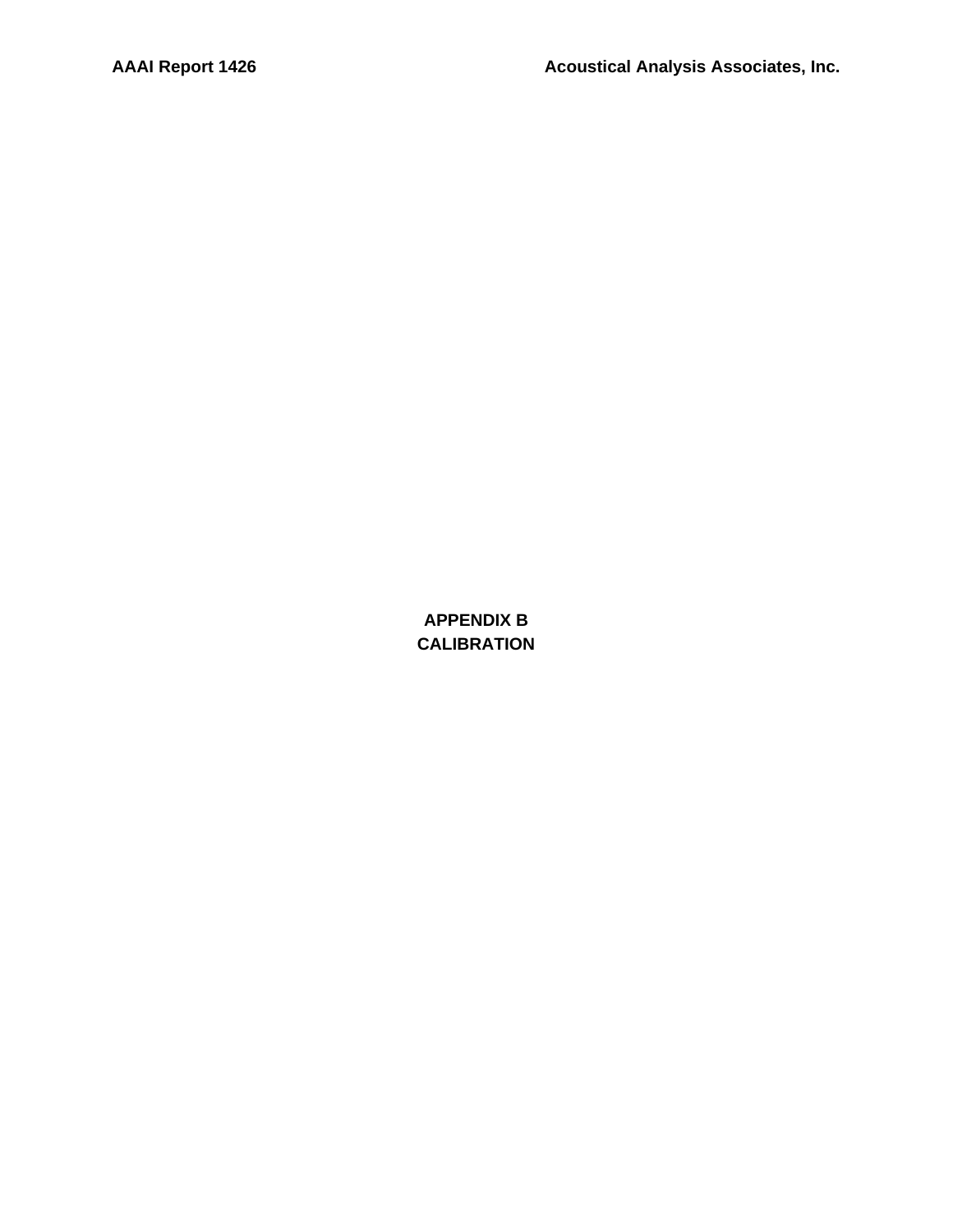# APPENDIX B
# CALIBRATION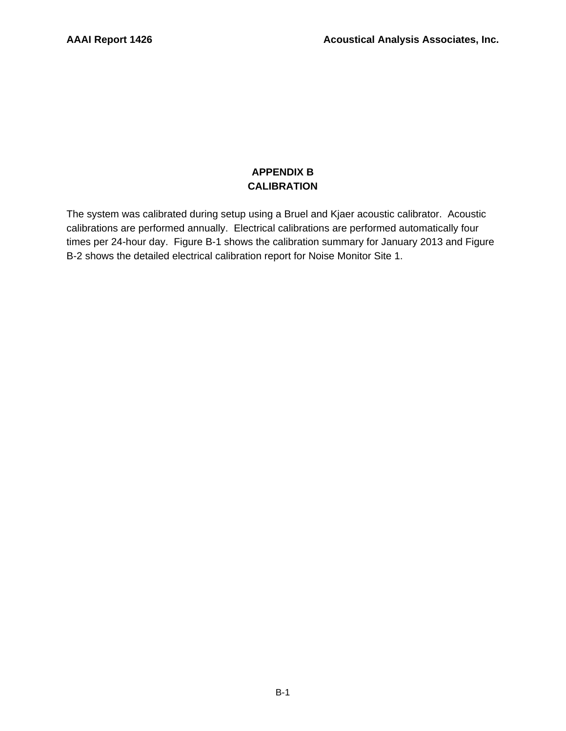# APPENDIX B
# CALIBRATION

The system was calibrated during setup using a Bruel and Kjaer acoustic calibrator. Acoustic calibrations are performed annually. Electrical calibrations are performed automatically four times per 24-hour day. Figure B-1 shows the calibration summary for January 2013 and Figure B-2 shows the detailed electrical calibration report for Noise Monitor Site 1.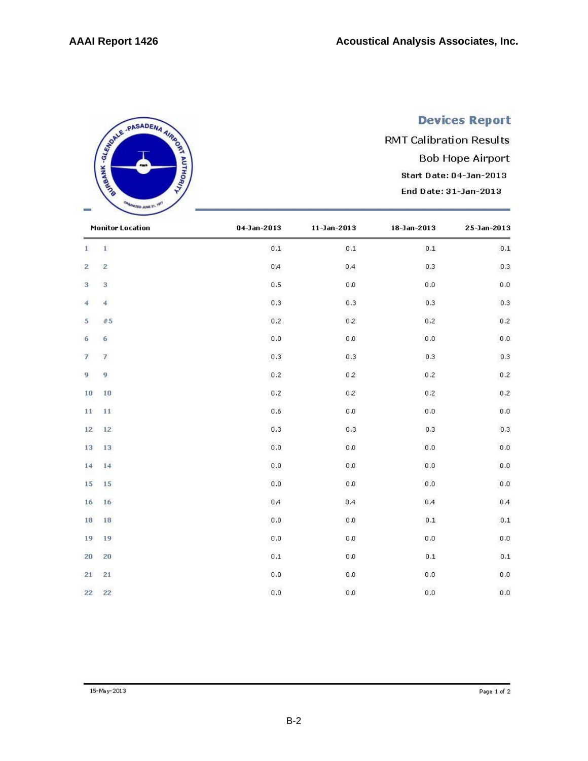# Devices Report

RMT Calibration Results

Bob Hope Airport

Start Date: 04-Jan-2013

End Date: 31-Jan-2013

| | Monitor Location | 04-Jan-2013 | 11-Jan-2013 | 18-Jan-2013 | 25-Jan-2013 |
|---|---|---|---|---|---|
| 1 | 1 | 0.1 | 0.1 | 0.1 | 0.1 |
| 2 | 2 | 0.4 | 0.4 | 0.3 | 0.3 |
| 3 | 3 | 0.5 | 0.0 | 0.0 | 0.0 |
| 4 | 4 | 0.3 | 0.3 | 0.3 | 0.3 |
| 5 | #5 | 0.2 | 0.2 | 0.2 | 0.2 |
| 6 | 6 | 0.0 | 0.0 | 0.0 | 0.0 |
| 7 | 7 | 0.3 | 0.3 | 0.3 | 0.3 |
| 9 | 9 | 0.2 | 0.2 | 0.2 | 0.2 |
| 10 | 10 | 0.2 | 0.2 | 0.2 | 0.2 |
| 11 | 11 | 0.6 | 0.0 | 0.0 | 0.0 |
| 12 | 12 | 0.3 | 0.3 | 0.3 | 0.3 |
| 13 | 13 | 0.0 | 0.0 | 0.0 | 0.0 |
| 14 | 14 | 0.0 | 0.0 | 0.0 | 0.0 |
| 15 | 15 | 0.0 | 0.0 | 0.0 | 0.0 |
| 16 | 16 | 0.4 | 0.4 | 0.4 | 0.4 |
| 18 | 18 | 0.0 | 0.0 | 0.1 | 0.1 |
| 19 | 19 | 0.0 | 0.0 | 0.0 | 0.0 |
| 20 | 20 | 0.1 | 0.0 | 0.1 | 0.1 |
| 21 | 21 | 0.0 | 0.0 | 0.0 | 0.0 |
| 22 | 22 | 0.0 | 0.0 | 0.0 | 0.0 |

15-May-2013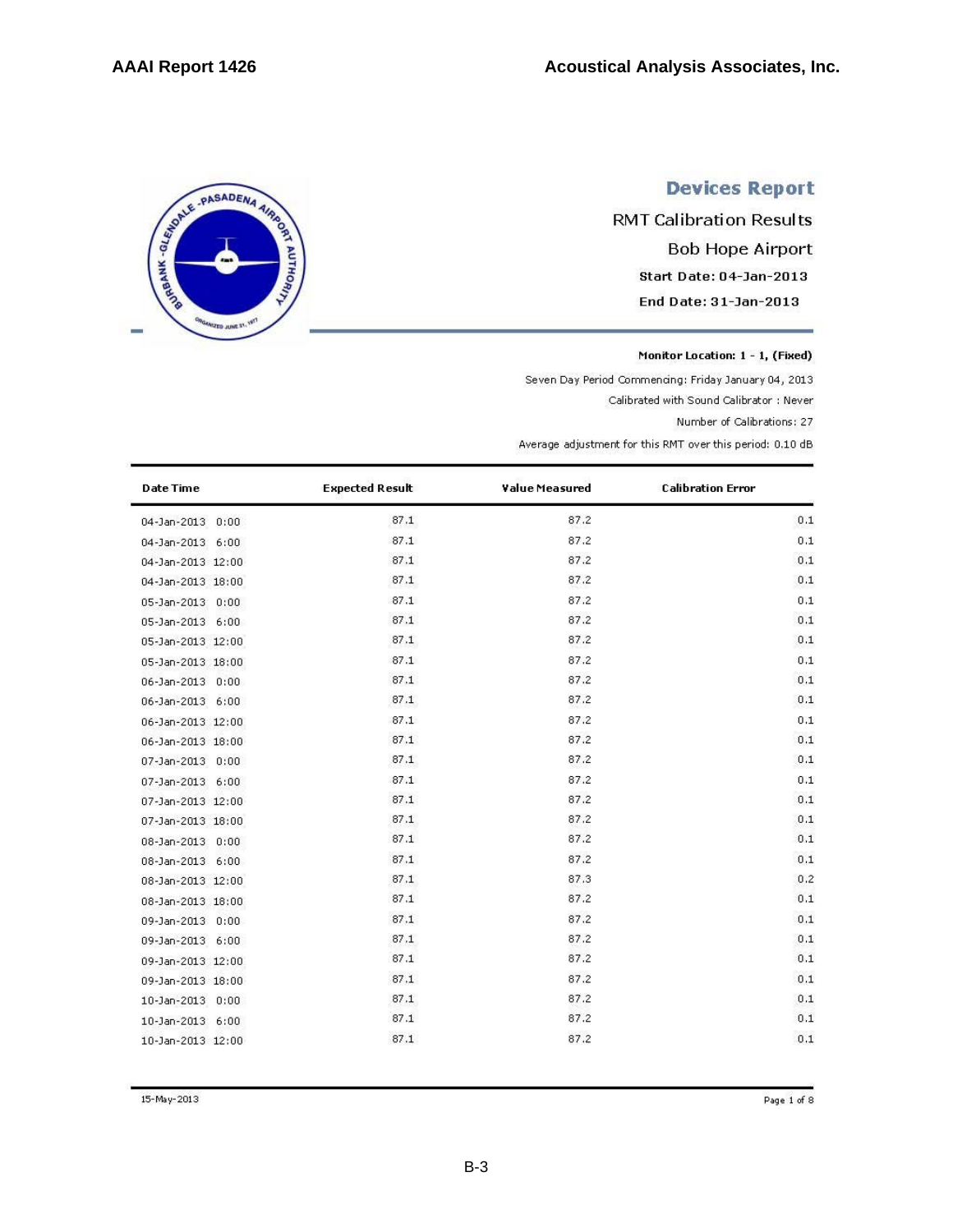# Devices Report

RMT Calibration Results

Bob Hope Airport

Start Date: 04-Jan-2013

End Date: 31-Jan-2013

**Monitor Location: 1 - 1, (Fixed)**

Seven Day Period Commencing: Friday January 04, 2013

Calibrated with Sound Calibrator : Never

Number of Calibrations: 27

Average adjustment for this RMT over this period: 0.10 dB

| Date Time | Expected Result | Value Measured | Calibration Error |
|---|---|---|---|
| 04-Jan-2013 0:00 | 87.1 | 87.2 | 0.1 |
| 04-Jan-2013 6:00 | 87.1 | 87.2 | 0.1 |
| 04-Jan-2013 12:00 | 87.1 | 87.2 | 0.1 |
| 04-Jan-2013 18:00 | 87.1 | 87.2 | 0.1 |
| 05-Jan-2013 0:00 | 87.1 | 87.2 | 0.1 |
| 05-Jan-2013 6:00 | 87.1 | 87.2 | 0.1 |
| 05-Jan-2013 12:00 | 87.1 | 87.2 | 0.1 |
| 05-Jan-2013 18:00 | 87.1 | 87.2 | 0.1 |
| 06-Jan-2013 0:00 | 87.1 | 87.2 | 0.1 |
| 06-Jan-2013 6:00 | 87.1 | 87.2 | 0.1 |
| 06-Jan-2013 12:00 | 87.1 | 87.2 | 0.1 |
| 06-Jan-2013 18:00 | 87.1 | 87.2 | 0.1 |
| 07-Jan-2013 0:00 | 87.1 | 87.2 | 0.1 |
| 07-Jan-2013 6:00 | 87.1 | 87.2 | 0.1 |
| 07-Jan-2013 12:00 | 87.1 | 87.2 | 0.1 |
| 07-Jan-2013 18:00 | 87.1 | 87.2 | 0.1 |
| 08-Jan-2013 0:00 | 87.1 | 87.2 | 0.1 |
| 08-Jan-2013 6:00 | 87.1 | 87.2 | 0.1 |
| 08-Jan-2013 12:00 | 87.1 | 87.3 | 0.2 |
| 08-Jan-2013 18:00 | 87.1 | 87.2 | 0.1 |
| 09-Jan-2013 0:00 | 87.1 | 87.2 | 0.1 |
| 09-Jan-2013 6:00 | 87.1 | 87.2 | 0.1 |
| 09-Jan-2013 12:00 | 87.1 | 87.2 | 0.1 |
| 09-Jan-2013 18:00 | 87.1 | 87.2 | 0.1 |
| 10-Jan-2013 0:00 | 87.1 | 87.2 | 0.1 |
| 10-Jan-2013 6:00 | 87.1 | 87.2 | 0.1 |
| 10-Jan-2013 12:00 | 87.1 | 87.2 | 0.1 |

15-May-2013